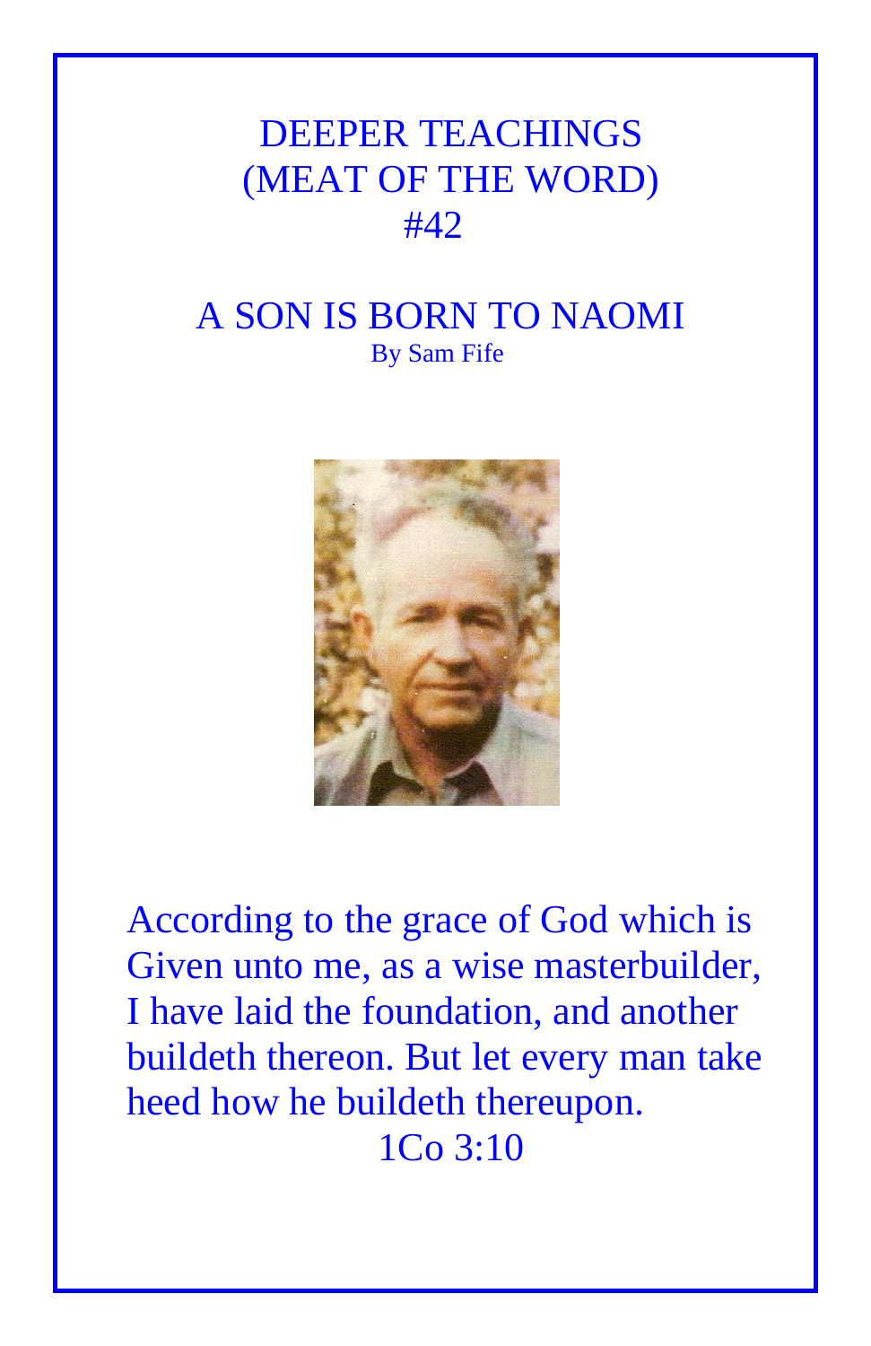# DEEPER TEACHINGS
# (MEAT OF THE WORD)
# #42

## A SON IS BORN TO NAOMI

By Sam Fife

According to the grace of God which is Given unto me, as a wise masterbuilder, I have laid the foundation, and another buildeth thereon. But let every man take heed how he buildeth thereupon.

1Co 3:10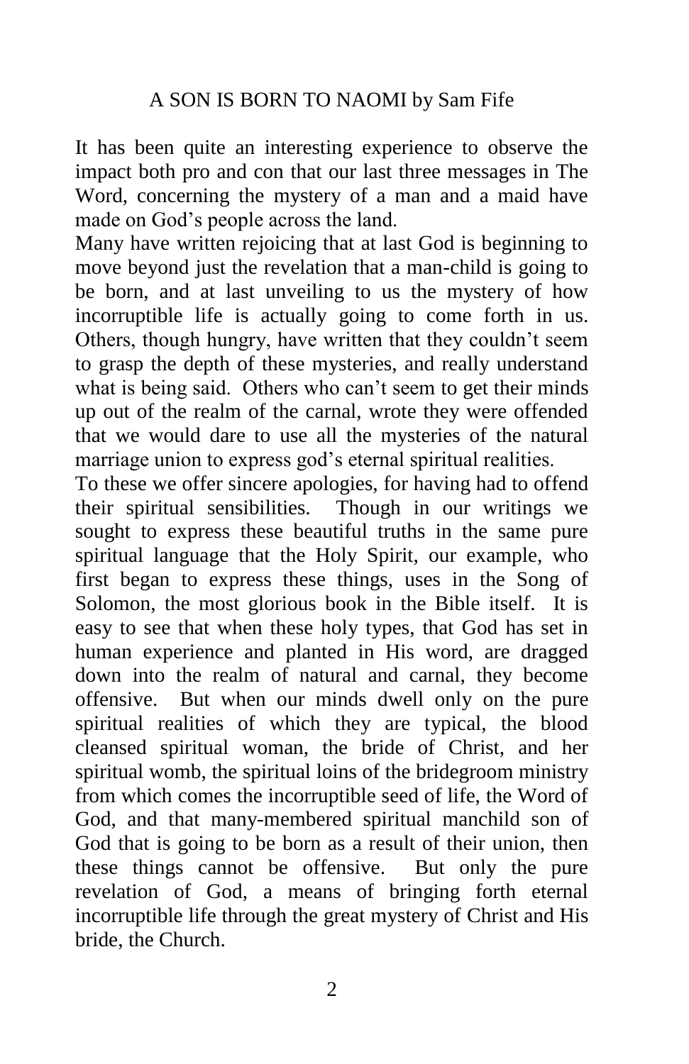# A SON IS BORN TO NAOMI by Sam Fife

It has been quite an interesting experience to observe the impact both pro and con that our last three messages in The Word, concerning the mystery of a man and a maid have made on God's people across the land.

Many have written rejoicing that at last God is beginning to move beyond just the revelation that a man-child is going to be born, and at last unveiling to us the mystery of how incorruptible life is actually going to come forth in us. Others, though hungry, have written that they couldn't seem to grasp the depth of these mysteries, and really understand what is being said. Others who can't seem to get their minds up out of the realm of the carnal, wrote they were offended that we would dare to use all the mysteries of the natural marriage union to express god's eternal spiritual realities.

To these we offer sincere apologies, for having had to offend their spiritual sensibilities. Though in our writings we sought to express these beautiful truths in the same pure spiritual language that the Holy Spirit, our example, who first began to express these things, uses in the Song of Solomon, the most glorious book in the Bible itself. It is easy to see that when these holy types, that God has set in human experience and planted in His word, are dragged down into the realm of natural and carnal, they become offensive. But when our minds dwell only on the pure spiritual realities of which they are typical, the blood cleansed spiritual woman, the bride of Christ, and her spiritual womb, the spiritual loins of the bridegroom ministry from which comes the incorruptible seed of life, the Word of God, and that many-membered spiritual manchild son of God that is going to be born as a result of their union, then these things cannot be offensive. But only the pure revelation of God, a means of bringing forth eternal incorruptible life through the great mystery of Christ and His bride, the Church.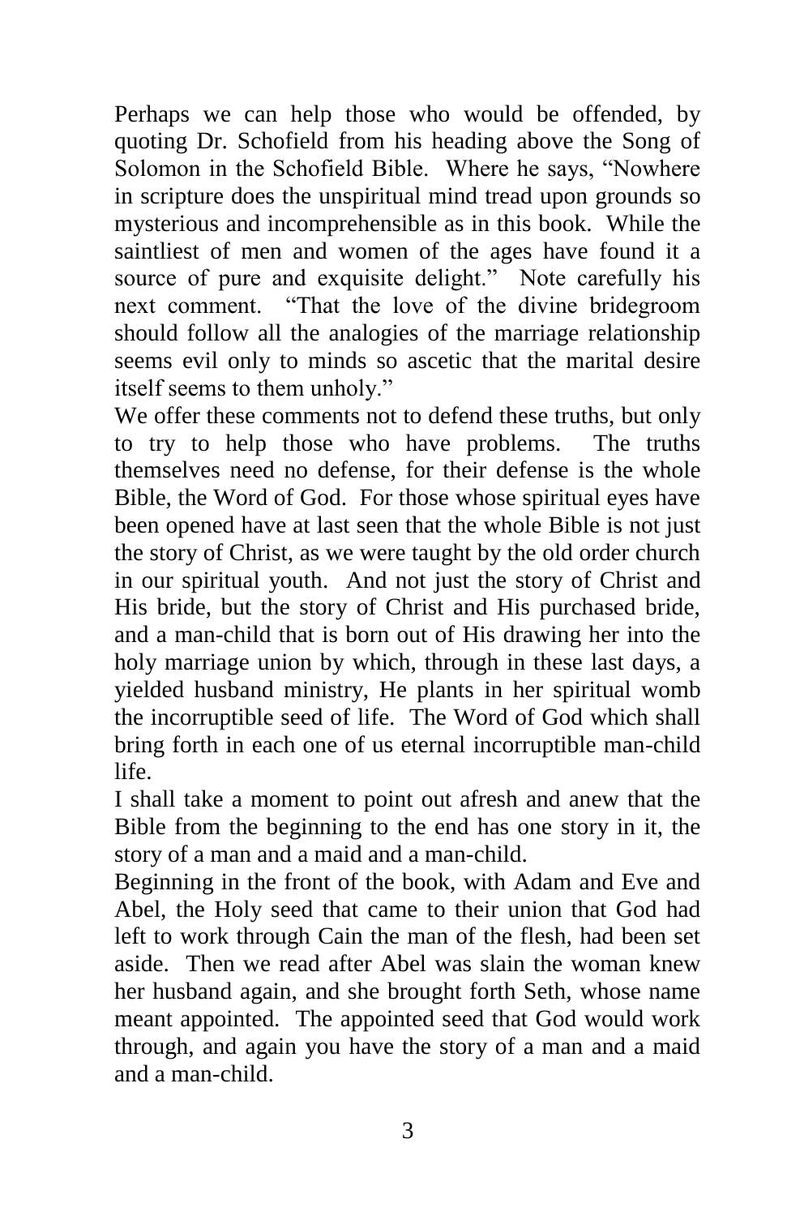Perhaps we can help those who would be offended, by quoting Dr. Schofield from his heading above the Song of Solomon in the Schofield Bible. Where he says, "Nowhere in scripture does the unspiritual mind tread upon grounds so mysterious and incomprehensible as in this book. While the saintliest of men and women of the ages have found it a source of pure and exquisite delight." Note carefully his next comment. "That the love of the divine bridegroom should follow all the analogies of the marriage relationship seems evil only to minds so ascetic that the marital desire itself seems to them unholy."

We offer these comments not to defend these truths, but only to try to help those who have problems. The truths themselves need no defense, for their defense is the whole Bible, the Word of God. For those whose spiritual eyes have been opened have at last seen that the whole Bible is not just the story of Christ, as we were taught by the old order church in our spiritual youth. And not just the story of Christ and His bride, but the story of Christ and His purchased bride, and a man-child that is born out of His drawing her into the holy marriage union by which, through in these last days, a yielded husband ministry, He plants in her spiritual womb the incorruptible seed of life. The Word of God which shall bring forth in each one of us eternal incorruptible man-child life.

I shall take a moment to point out afresh and anew that the Bible from the beginning to the end has one story in it, the story of a man and a maid and a man-child.

Beginning in the front of the book, with Adam and Eve and Abel, the Holy seed that came to their union that God had left to work through Cain the man of the flesh, had been set aside. Then we read after Abel was slain the woman knew her husband again, and she brought forth Seth, whose name meant appointed. The appointed seed that God would work through, and again you have the story of a man and a maid and a man-child.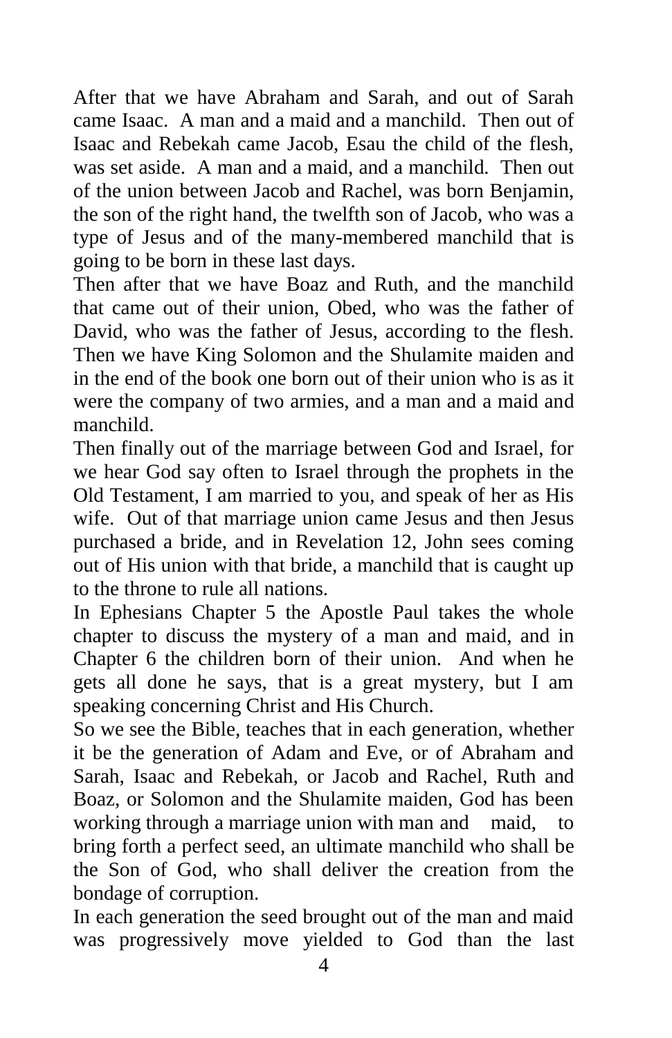After that we have Abraham and Sarah, and out of Sarah came Isaac. A man and a maid and a manchild. Then out of Isaac and Rebekah came Jacob, Esau the child of the flesh, was set aside. A man and a maid, and a manchild. Then out of the union between Jacob and Rachel, was born Benjamin, the son of the right hand, the twelfth son of Jacob, who was a type of Jesus and of the many-membered manchild that is going to be born in these last days.

Then after that we have Boaz and Ruth, and the manchild that came out of their union, Obed, who was the father of David, who was the father of Jesus, according to the flesh. Then we have King Solomon and the Shulamite maiden and in the end of the book one born out of their union who is as it were the company of two armies, and a man and a maid and manchild.

Then finally out of the marriage between God and Israel, for we hear God say often to Israel through the prophets in the Old Testament, I am married to you, and speak of her as His wife. Out of that marriage union came Jesus and then Jesus purchased a bride, and in Revelation 12, John sees coming out of His union with that bride, a manchild that is caught up to the throne to rule all nations.

In Ephesians Chapter 5 the Apostle Paul takes the whole chapter to discuss the mystery of a man and maid, and in Chapter 6 the children born of their union. And when he gets all done he says, that is a great mystery, but I am speaking concerning Christ and His Church.

So we see the Bible, teaches that in each generation, whether it be the generation of Adam and Eve, or of Abraham and Sarah, Isaac and Rebekah, or Jacob and Rachel, Ruth and Boaz, or Solomon and the Shulamite maiden, God has been working through a marriage union with man and maid, to bring forth a perfect seed, an ultimate manchild who shall be the Son of God, who shall deliver the creation from the bondage of corruption.

In each generation the seed brought out of the man and maid was progressively move yielded to God than the last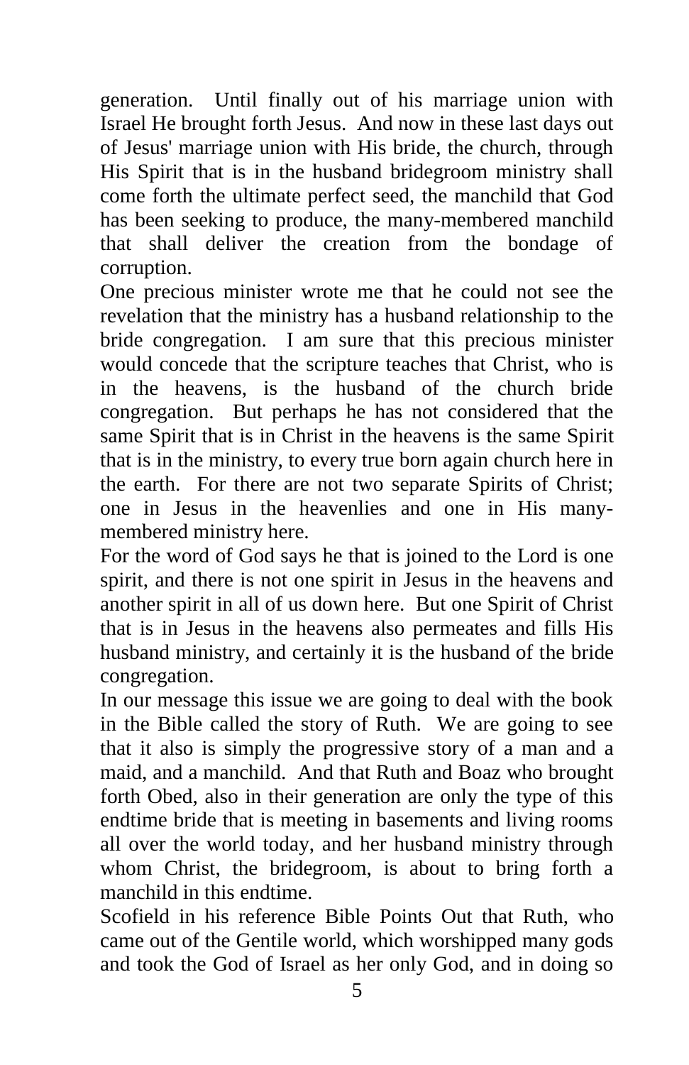generation. Until finally out of his marriage union with Israel He brought forth Jesus. And now in these last days out of Jesus' marriage union with His bride, the church, through His Spirit that is in the husband bridegroom ministry shall come forth the ultimate perfect seed, the manchild that God has been seeking to produce, the many-membered manchild that shall deliver the creation from the bondage of corruption.

One precious minister wrote me that he could not see the revelation that the ministry has a husband relationship to the bride congregation. I am sure that this precious minister would concede that the scripture teaches that Christ, who is in the heavens, is the husband of the church bride congregation. But perhaps he has not considered that the same Spirit that is in Christ in the heavens is the same Spirit that is in the ministry, to every true born again church here in the earth. For there are not two separate Spirits of Christ; one in Jesus in the heavenlies and one in His many-membered ministry here.

For the word of God says he that is joined to the Lord is one spirit, and there is not one spirit in Jesus in the heavens and another spirit in all of us down here. But one Spirit of Christ that is in Jesus in the heavens also permeates and fills His husband ministry, and certainly it is the husband of the bride congregation.

In our message this issue we are going to deal with the book in the Bible called the story of Ruth. We are going to see that it also is simply the progressive story of a man and a maid, and a manchild. And that Ruth and Boaz who brought forth Obed, also in their generation are only the type of this endtime bride that is meeting in basements and living rooms all over the world today, and her husband ministry through whom Christ, the bridegroom, is about to bring forth a manchild in this endtime.

Scofield in his reference Bible Points Out that Ruth, who came out of the Gentile world, which worshipped many gods and took the God of Israel as her only God, and in doing so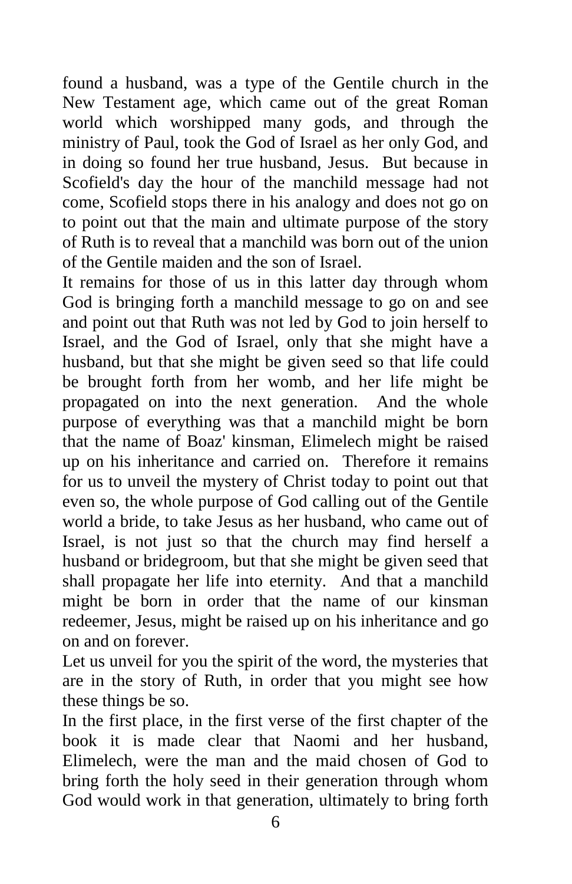found a husband, was a type of the Gentile church in the New Testament age, which came out of the great Roman world which worshipped many gods, and through the ministry of Paul, took the God of Israel as her only God, and in doing so found her true husband, Jesus. But because in Scofield's day the hour of the manchild message had not come, Scofield stops there in his analogy and does not go on to point out that the main and ultimate purpose of the story of Ruth is to reveal that a manchild was born out of the union of the Gentile maiden and the son of Israel.

It remains for those of us in this latter day through whom God is bringing forth a manchild message to go on and see and point out that Ruth was not led by God to join herself to Israel, and the God of Israel, only that she might have a husband, but that she might be given seed so that life could be brought forth from her womb, and her life might be propagated on into the next generation. And the whole purpose of everything was that a manchild might be born that the name of Boaz' kinsman, Elimelech might be raised up on his inheritance and carried on. Therefore it remains for us to unveil the mystery of Christ today to point out that even so, the whole purpose of God calling out of the Gentile world a bride, to take Jesus as her husband, who came out of Israel, is not just so that the church may find herself a husband or bridegroom, but that she might be given seed that shall propagate her life into eternity. And that a manchild might be born in order that the name of our kinsman redeemer, Jesus, might be raised up on his inheritance and go on and on forever.

Let us unveil for you the spirit of the word, the mysteries that are in the story of Ruth, in order that you might see how these things be so.

In the first place, in the first verse of the first chapter of the book it is made clear that Naomi and her husband, Elimelech, were the man and the maid chosen of God to bring forth the holy seed in their generation through whom God would work in that generation, ultimately to bring forth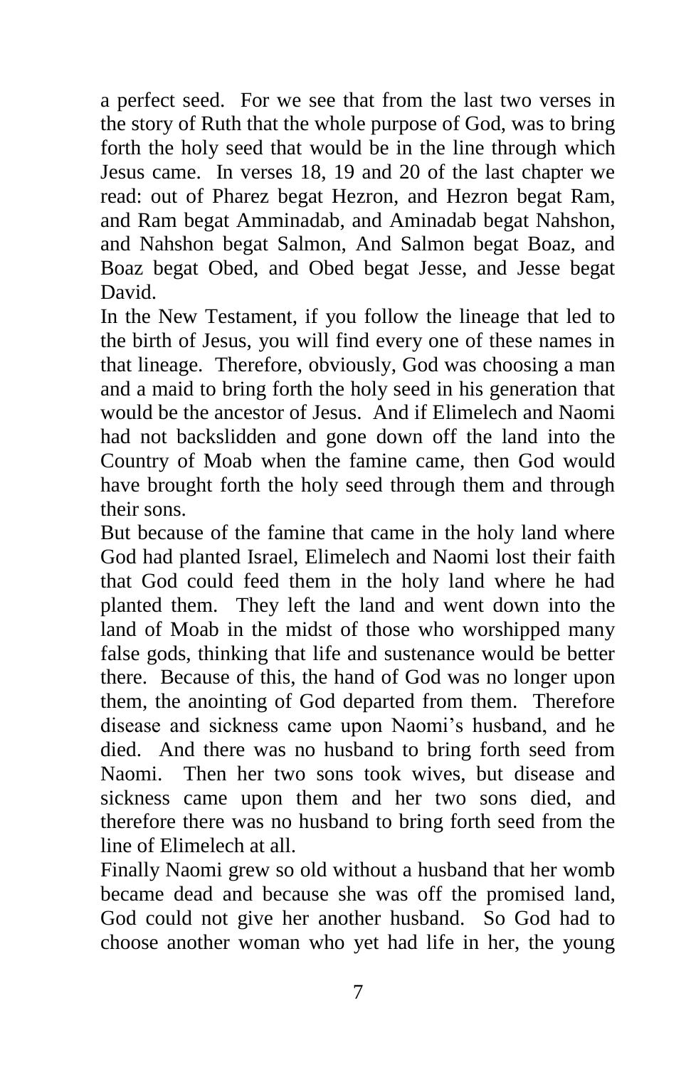a perfect seed. For we see that from the last two verses in the story of Ruth that the whole purpose of God, was to bring forth the holy seed that would be in the line through which Jesus came. In verses 18, 19 and 20 of the last chapter we read: out of Pharez begat Hezron, and Hezron begat Ram, and Ram begat Amminadab, and Aminadab begat Nahshon, and Nahshon begat Salmon, And Salmon begat Boaz, and Boaz begat Obed, and Obed begat Jesse, and Jesse begat David.

In the New Testament, if you follow the lineage that led to the birth of Jesus, you will find every one of these names in that lineage. Therefore, obviously, God was choosing a man and a maid to bring forth the holy seed in his generation that would be the ancestor of Jesus. And if Elimelech and Naomi had not backslidden and gone down off the land into the Country of Moab when the famine came, then God would have brought forth the holy seed through them and through their sons.

But because of the famine that came in the holy land where God had planted Israel, Elimelech and Naomi lost their faith that God could feed them in the holy land where he had planted them. They left the land and went down into the land of Moab in the midst of those who worshipped many false gods, thinking that life and sustenance would be better there. Because of this, the hand of God was no longer upon them, the anointing of God departed from them. Therefore disease and sickness came upon Naomi's husband, and he died. And there was no husband to bring forth seed from Naomi. Then her two sons took wives, but disease and sickness came upon them and her two sons died, and therefore there was no husband to bring forth seed from the line of Elimelech at all.

Finally Naomi grew so old without a husband that her womb became dead and because she was off the promised land, God could not give her another husband. So God had to choose another woman who yet had life in her, the young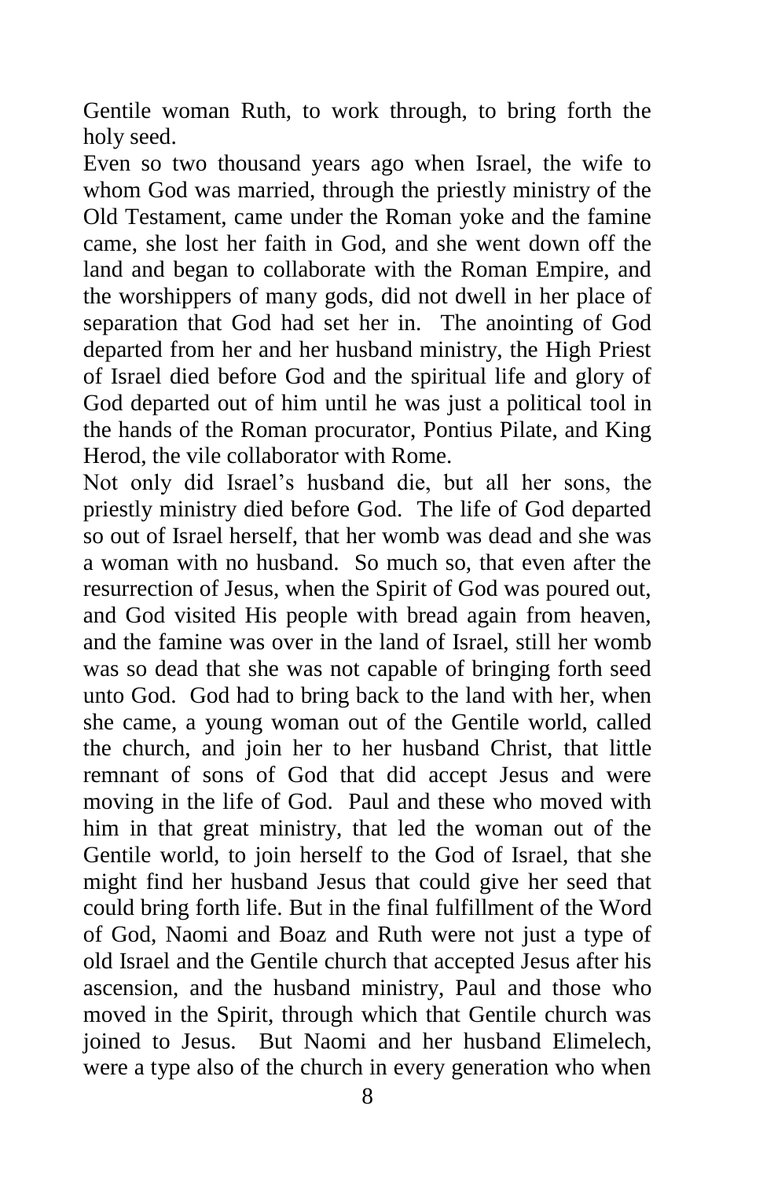Gentile woman Ruth, to work through, to bring forth the holy seed.

Even so two thousand years ago when Israel, the wife to whom God was married, through the priestly ministry of the Old Testament, came under the Roman yoke and the famine came, she lost her faith in God, and she went down off the land and began to collaborate with the Roman Empire, and the worshippers of many gods, did not dwell in her place of separation that God had set her in. The anointing of God departed from her and her husband ministry, the High Priest of Israel died before God and the spiritual life and glory of God departed out of him until he was just a political tool in the hands of the Roman procurator, Pontius Pilate, and King Herod, the vile collaborator with Rome.

Not only did Israel's husband die, but all her sons, the priestly ministry died before God. The life of God departed so out of Israel herself, that her womb was dead and she was a woman with no husband. So much so, that even after the resurrection of Jesus, when the Spirit of God was poured out, and God visited His people with bread again from heaven, and the famine was over in the land of Israel, still her womb was so dead that she was not capable of bringing forth seed unto God. God had to bring back to the land with her, when she came, a young woman out of the Gentile world, called the church, and join her to her husband Christ, that little remnant of sons of God that did accept Jesus and were moving in the life of God. Paul and these who moved with him in that great ministry, that led the woman out of the Gentile world, to join herself to the God of Israel, that she might find her husband Jesus that could give her seed that could bring forth life. But in the final fulfillment of the Word of God, Naomi and Boaz and Ruth were not just a type of old Israel and the Gentile church that accepted Jesus after his ascension, and the husband ministry, Paul and those who moved in the Spirit, through which that Gentile church was joined to Jesus. But Naomi and her husband Elimelech, were a type also of the church in every generation who when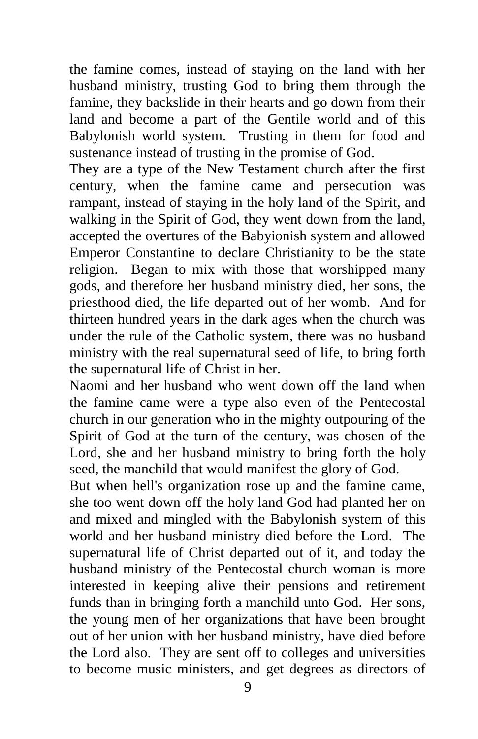the famine comes, instead of staying on the land with her husband ministry, trusting God to bring them through the famine, they backslide in their hearts and go down from their land and become a part of the Gentile world and of this Babylonish world system. Trusting in them for food and sustenance instead of trusting in the promise of God.

They are a type of the New Testament church after the first century, when the famine came and persecution was rampant, instead of staying in the holy land of the Spirit, and walking in the Spirit of God, they went down from the land, accepted the overtures of the Babyionish system and allowed Emperor Constantine to declare Christianity to be the state religion. Began to mix with those that worshipped many gods, and therefore her husband ministry died, her sons, the priesthood died, the life departed out of her womb. And for thirteen hundred years in the dark ages when the church was under the rule of the Catholic system, there was no husband ministry with the real supernatural seed of life, to bring forth the supernatural life of Christ in her.

Naomi and her husband who went down off the land when the famine came were a type also even of the Pentecostal church in our generation who in the mighty outpouring of the Spirit of God at the turn of the century, was chosen of the Lord, she and her husband ministry to bring forth the holy seed, the manchild that would manifest the glory of God.

But when hell's organization rose up and the famine came, she too went down off the holy land God had planted her on and mixed and mingled with the Babylonish system of this world and her husband ministry died before the Lord. The supernatural life of Christ departed out of it, and today the husband ministry of the Pentecostal church woman is more interested in keeping alive their pensions and retirement funds than in bringing forth a manchild unto God. Her sons, the young men of her organizations that have been brought out of her union with her husband ministry, have died before the Lord also. They are sent off to colleges and universities to become music ministers, and get degrees as directors of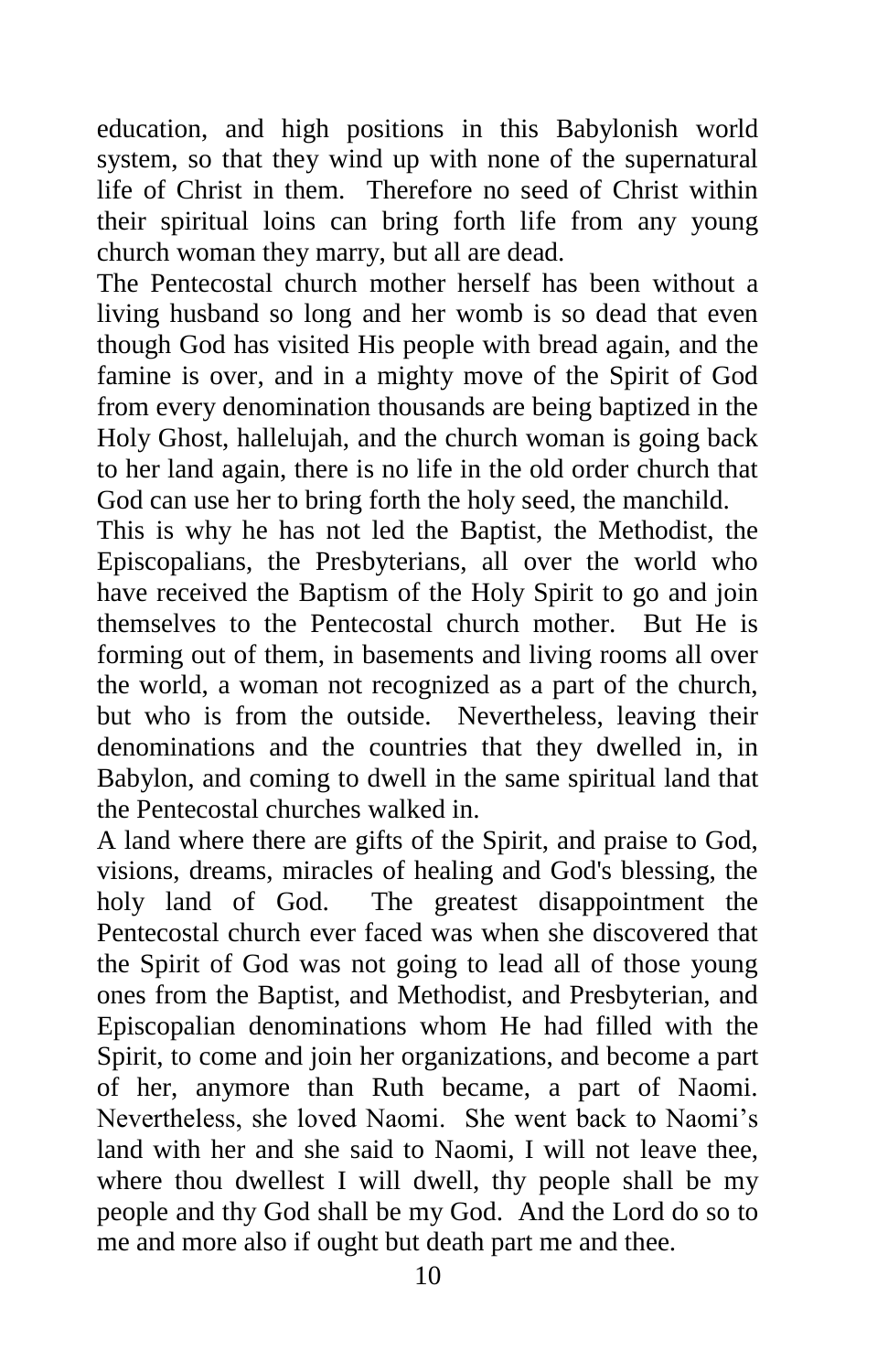education, and high positions in this Babylonish world system, so that they wind up with none of the supernatural life of Christ in them. Therefore no seed of Christ within their spiritual loins can bring forth life from any young church woman they marry, but all are dead.

The Pentecostal church mother herself has been without a living husband so long and her womb is so dead that even though God has visited His people with bread again, and the famine is over, and in a mighty move of the Spirit of God from every denomination thousands are being baptized in the Holy Ghost, hallelujah, and the church woman is going back to her land again, there is no life in the old order church that God can use her to bring forth the holy seed, the manchild.

This is why he has not led the Baptist, the Methodist, the Episcopalians, the Presbyterians, all over the world who have received the Baptism of the Holy Spirit to go and join themselves to the Pentecostal church mother. But He is forming out of them, in basements and living rooms all over the world, a woman not recognized as a part of the church, but who is from the outside. Nevertheless, leaving their denominations and the countries that they dwelled in, in Babylon, and coming to dwell in the same spiritual land that the Pentecostal churches walked in.

A land where there are gifts of the Spirit, and praise to God, visions, dreams, miracles of healing and God's blessing, the holy land of God. The greatest disappointment the Pentecostal church ever faced was when she discovered that the Spirit of God was not going to lead all of those young ones from the Baptist, and Methodist, and Presbyterian, and Episcopalian denominations whom He had filled with the Spirit, to come and join her organizations, and become a part of her, anymore than Ruth became, a part of Naomi. Nevertheless, she loved Naomi. She went back to Naomi's land with her and she said to Naomi, I will not leave thee, where thou dwellest I will dwell, thy people shall be my people and thy God shall be my God. And the Lord do so to me and more also if ought but death part me and thee.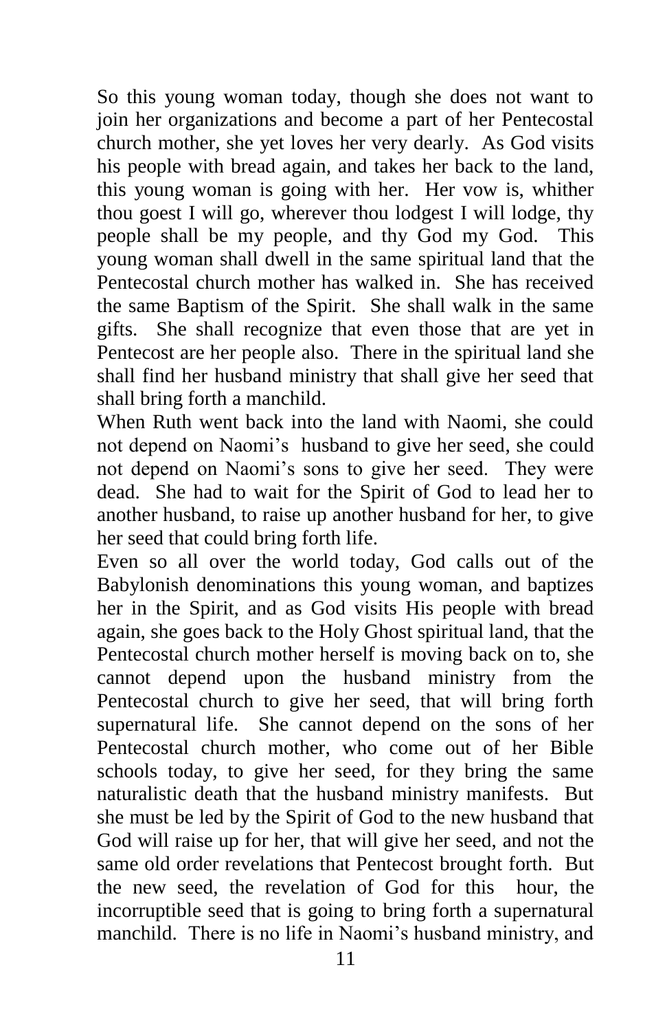So this young woman today, though she does not want to join her organizations and become a part of her Pentecostal church mother, she yet loves her very dearly. As God visits his people with bread again, and takes her back to the land, this young woman is going with her. Her vow is, whither thou goest I will go, wherever thou lodgest I will lodge, thy people shall be my people, and thy God my God. This young woman shall dwell in the same spiritual land that the Pentecostal church mother has walked in. She has received the same Baptism of the Spirit. She shall walk in the same gifts. She shall recognize that even those that are yet in Pentecost are her people also. There in the spiritual land she shall find her husband ministry that shall give her seed that shall bring forth a manchild.

When Ruth went back into the land with Naomi, she could not depend on Naomi's husband to give her seed, she could not depend on Naomi's sons to give her seed. They were dead. She had to wait for the Spirit of God to lead her to another husband, to raise up another husband for her, to give her seed that could bring forth life.

Even so all over the world today, God calls out of the Babylonish denominations this young woman, and baptizes her in the Spirit, and as God visits His people with bread again, she goes back to the Holy Ghost spiritual land, that the Pentecostal church mother herself is moving back on to, she cannot depend upon the husband ministry from the Pentecostal church to give her seed, that will bring forth supernatural life. She cannot depend on the sons of her Pentecostal church mother, who come out of her Bible schools today, to give her seed, for they bring the same naturalistic death that the husband ministry manifests. But she must be led by the Spirit of God to the new husband that God will raise up for her, that will give her seed, and not the same old order revelations that Pentecost brought forth. But the new seed, the revelation of God for this hour, the incorruptible seed that is going to bring forth a supernatural manchild. There is no life in Naomi's husband ministry, and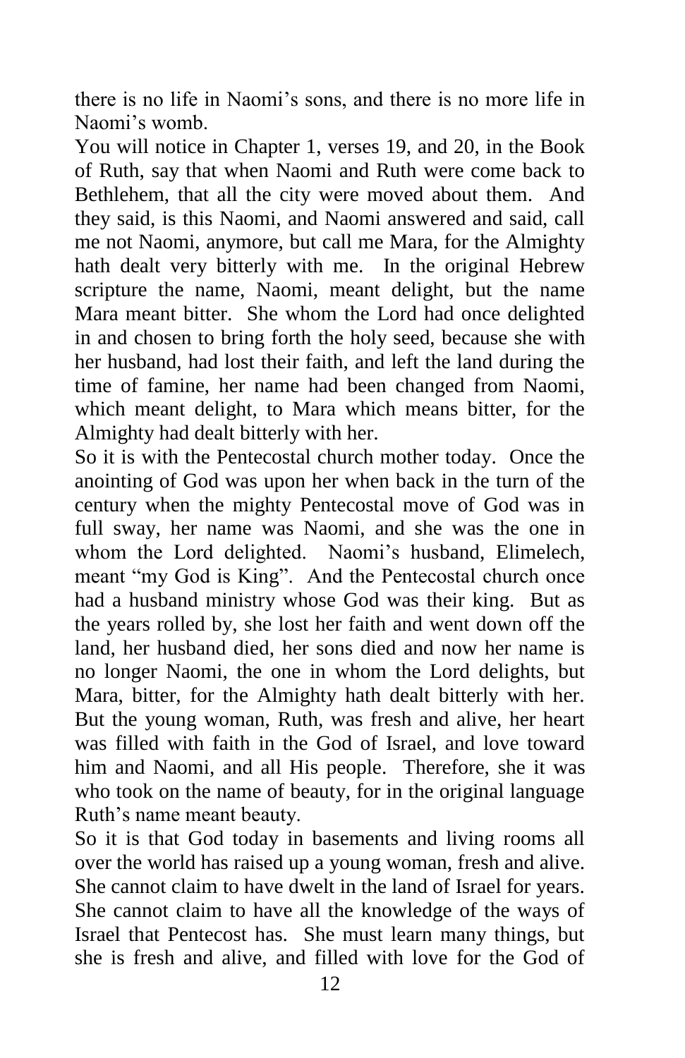there is no life in Naomi's sons, and there is no more life in Naomi's womb.

You will notice in Chapter 1, verses 19, and 20, in the Book of Ruth, say that when Naomi and Ruth were come back to Bethlehem, that all the city were moved about them. And they said, is this Naomi, and Naomi answered and said, call me not Naomi, anymore, but call me Mara, for the Almighty hath dealt very bitterly with me. In the original Hebrew scripture the name, Naomi, meant delight, but the name Mara meant bitter. She whom the Lord had once delighted in and chosen to bring forth the holy seed, because she with her husband, had lost their faith, and left the land during the time of famine, her name had been changed from Naomi, which meant delight, to Mara which means bitter, for the Almighty had dealt bitterly with her.

So it is with the Pentecostal church mother today. Once the anointing of God was upon her when back in the turn of the century when the mighty Pentecostal move of God was in full sway, her name was Naomi, and she was the one in whom the Lord delighted. Naomi's husband, Elimelech, meant "my God is King". And the Pentecostal church once had a husband ministry whose God was their king. But as the years rolled by, she lost her faith and went down off the land, her husband died, her sons died and now her name is no longer Naomi, the one in whom the Lord delights, but Mara, bitter, for the Almighty hath dealt bitterly with her. But the young woman, Ruth, was fresh and alive, her heart was filled with faith in the God of Israel, and love toward him and Naomi, and all His people. Therefore, she it was who took on the name of beauty, for in the original language Ruth's name meant beauty.

So it is that God today in basements and living rooms all over the world has raised up a young woman, fresh and alive. She cannot claim to have dwelt in the land of Israel for years. She cannot claim to have all the knowledge of the ways of Israel that Pentecost has. She must learn many things, but she is fresh and alive, and filled with love for the God of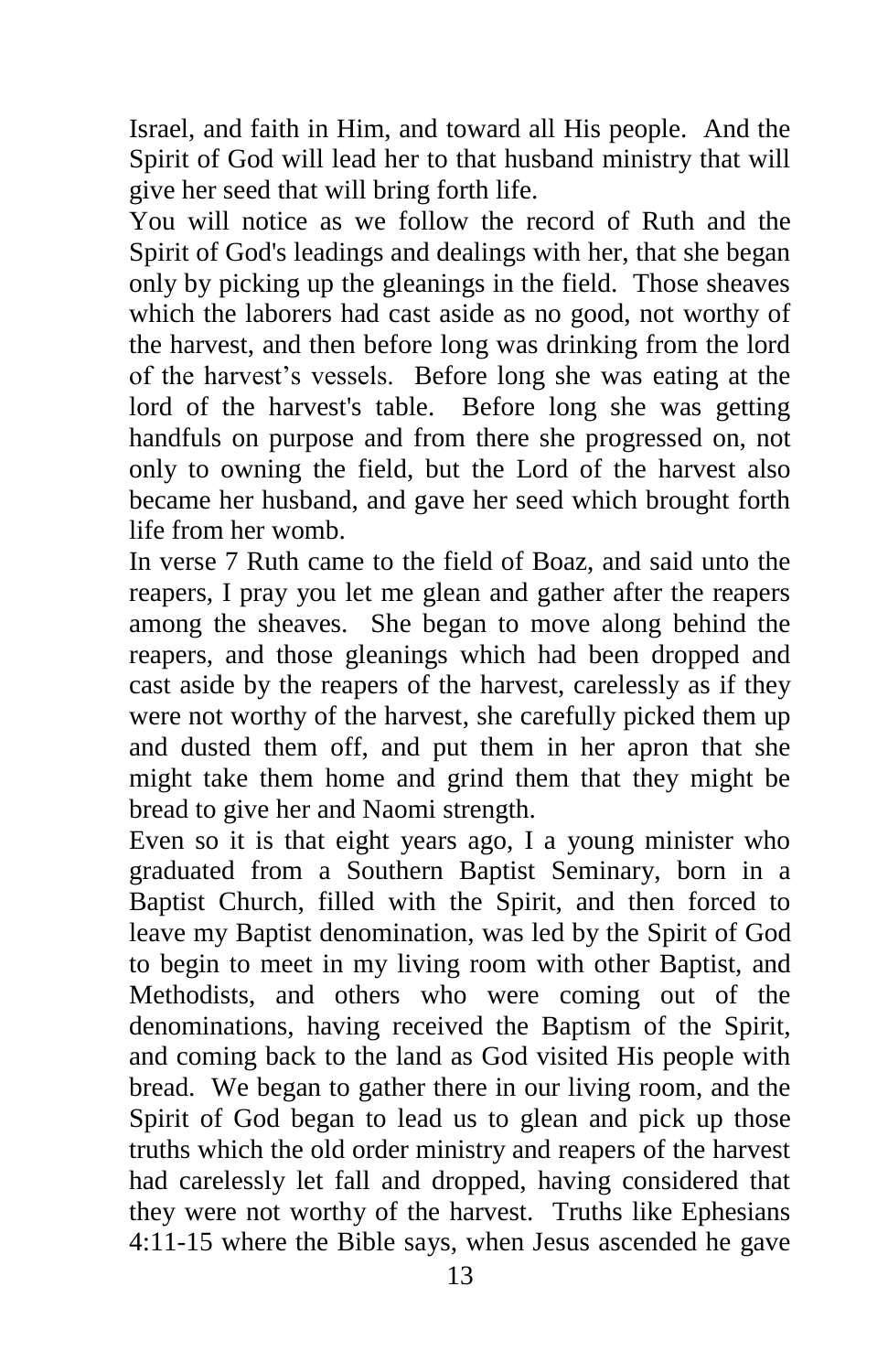Israel, and faith in Him, and toward all His people. And the Spirit of God will lead her to that husband ministry that will give her seed that will bring forth life.

You will notice as we follow the record of Ruth and the Spirit of God's leadings and dealings with her, that she began only by picking up the gleanings in the field. Those sheaves which the laborers had cast aside as no good, not worthy of the harvest, and then before long was drinking from the lord of the harvest's vessels. Before long she was eating at the lord of the harvest's table. Before long she was getting handfuls on purpose and from there she progressed on, not only to owning the field, but the Lord of the harvest also became her husband, and gave her seed which brought forth life from her womb.

In verse 7 Ruth came to the field of Boaz, and said unto the reapers, I pray you let me glean and gather after the reapers among the sheaves. She began to move along behind the reapers, and those gleanings which had been dropped and cast aside by the reapers of the harvest, carelessly as if they were not worthy of the harvest, she carefully picked them up and dusted them off, and put them in her apron that she might take them home and grind them that they might be bread to give her and Naomi strength.

Even so it is that eight years ago, I a young minister who graduated from a Southern Baptist Seminary, born in a Baptist Church, filled with the Spirit, and then forced to leave my Baptist denomination, was led by the Spirit of God to begin to meet in my living room with other Baptist, and Methodists, and others who were coming out of the denominations, having received the Baptism of the Spirit, and coming back to the land as God visited His people with bread. We began to gather there in our living room, and the Spirit of God began to lead us to glean and pick up those truths which the old order ministry and reapers of the harvest had carelessly let fall and dropped, having considered that they were not worthy of the harvest. Truths like Ephesians 4:11-15 where the Bible says, when Jesus ascended he gave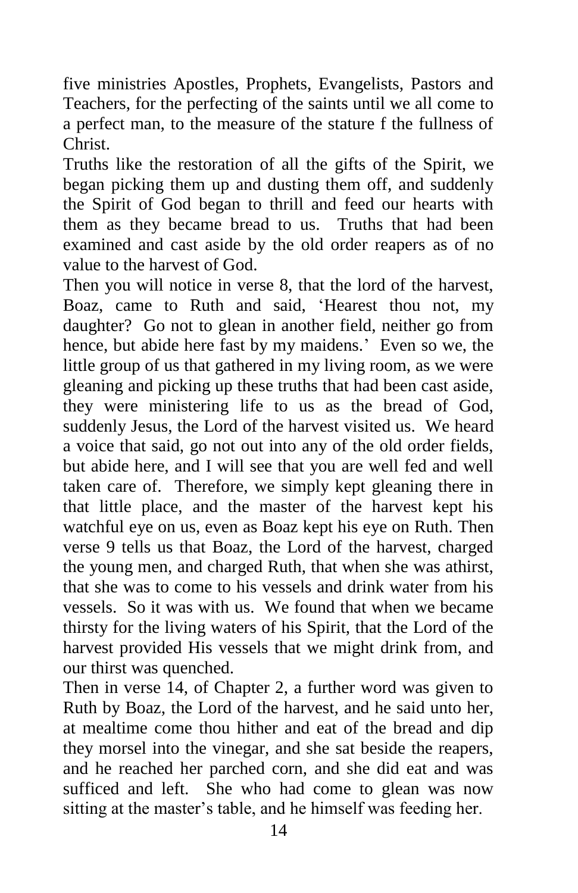five ministries Apostles, Prophets, Evangelists, Pastors and Teachers, for the perfecting of the saints until we all come to a perfect man, to the measure of the stature f the fullness of Christ.

Truths like the restoration of all the gifts of the Spirit, we began picking them up and dusting them off, and suddenly the Spirit of God began to thrill and feed our hearts with them as they became bread to us. Truths that had been examined and cast aside by the old order reapers as of no value to the harvest of God.

Then you will notice in verse 8, that the lord of the harvest, Boaz, came to Ruth and said, 'Hearest thou not, my daughter? Go not to glean in another field, neither go from hence, but abide here fast by my maidens.' Even so we, the little group of us that gathered in my living room, as we were gleaning and picking up these truths that had been cast aside, they were ministering life to us as the bread of God, suddenly Jesus, the Lord of the harvest visited us. We heard a voice that said, go not out into any of the old order fields, but abide here, and I will see that you are well fed and well taken care of. Therefore, we simply kept gleaning there in that little place, and the master of the harvest kept his watchful eye on us, even as Boaz kept his eye on Ruth. Then verse 9 tells us that Boaz, the Lord of the harvest, charged the young men, and charged Ruth, that when she was athirst, that she was to come to his vessels and drink water from his vessels. So it was with us. We found that when we became thirsty for the living waters of his Spirit, that the Lord of the harvest provided His vessels that we might drink from, and our thirst was quenched.

Then in verse 14, of Chapter 2, a further word was given to Ruth by Boaz, the Lord of the harvest, and he said unto her, at mealtime come thou hither and eat of the bread and dip they morsel into the vinegar, and she sat beside the reapers, and he reached her parched corn, and she did eat and was sufficed and left. She who had come to glean was now sitting at the master's table, and he himself was feeding her.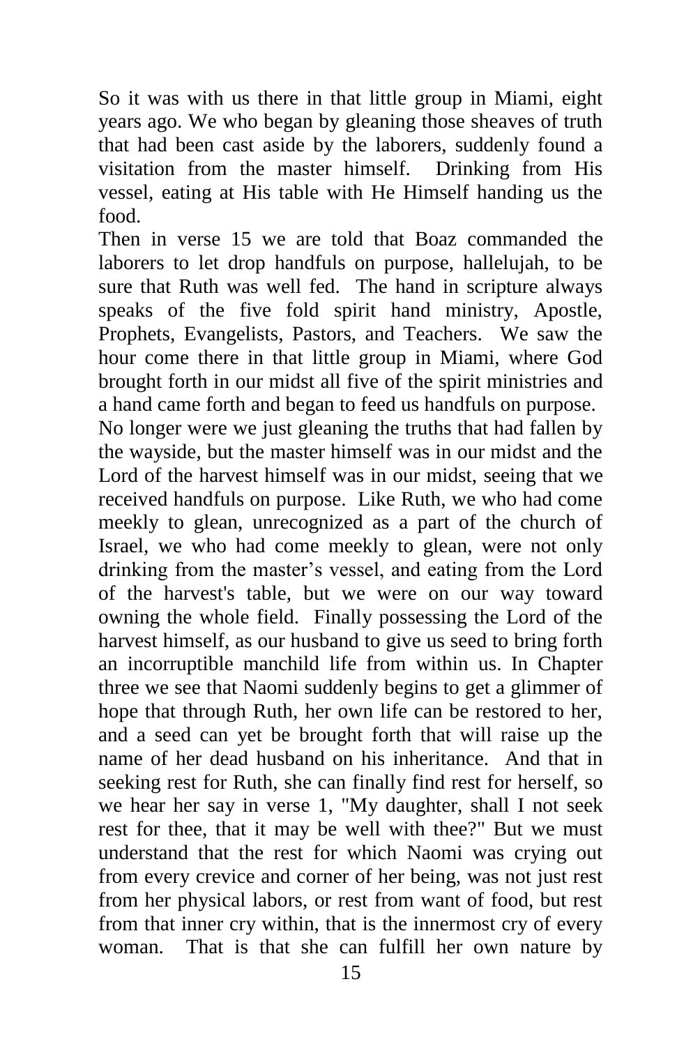So it was with us there in that little group in Miami, eight years ago. We who began by gleaning those sheaves of truth that had been cast aside by the laborers, suddenly found a visitation from the master himself. Drinking from His vessel, eating at His table with He Himself handing us the food.

Then in verse 15 we are told that Boaz commanded the laborers to let drop handfuls on purpose, hallelujah, to be sure that Ruth was well fed. The hand in scripture always speaks of the five fold spirit hand ministry, Apostle, Prophets, Evangelists, Pastors, and Teachers. We saw the hour come there in that little group in Miami, where God brought forth in our midst all five of the spirit ministries and a hand came forth and began to feed us handfuls on purpose.

No longer were we just gleaning the truths that had fallen by the wayside, but the master himself was in our midst and the Lord of the harvest himself was in our midst, seeing that we received handfuls on purpose. Like Ruth, we who had come meekly to glean, unrecognized as a part of the church of Israel, we who had come meekly to glean, were not only drinking from the master's vessel, and eating from the Lord of the harvest's table, but we were on our way toward owning the whole field. Finally possessing the Lord of the harvest himself, as our husband to give us seed to bring forth an incorruptible manchild life from within us. In Chapter three we see that Naomi suddenly begins to get a glimmer of hope that through Ruth, her own life can be restored to her, and a seed can yet be brought forth that will raise up the name of her dead husband on his inheritance. And that in seeking rest for Ruth, she can finally find rest for herself, so we hear her say in verse 1, "My daughter, shall I not seek rest for thee, that it may be well with thee?" But we must understand that the rest for which Naomi was crying out from every crevice and corner of her being, was not just rest from her physical labors, or rest from want of food, but rest from that inner cry within, that is the innermost cry of every woman. That is that she can fulfill her own nature by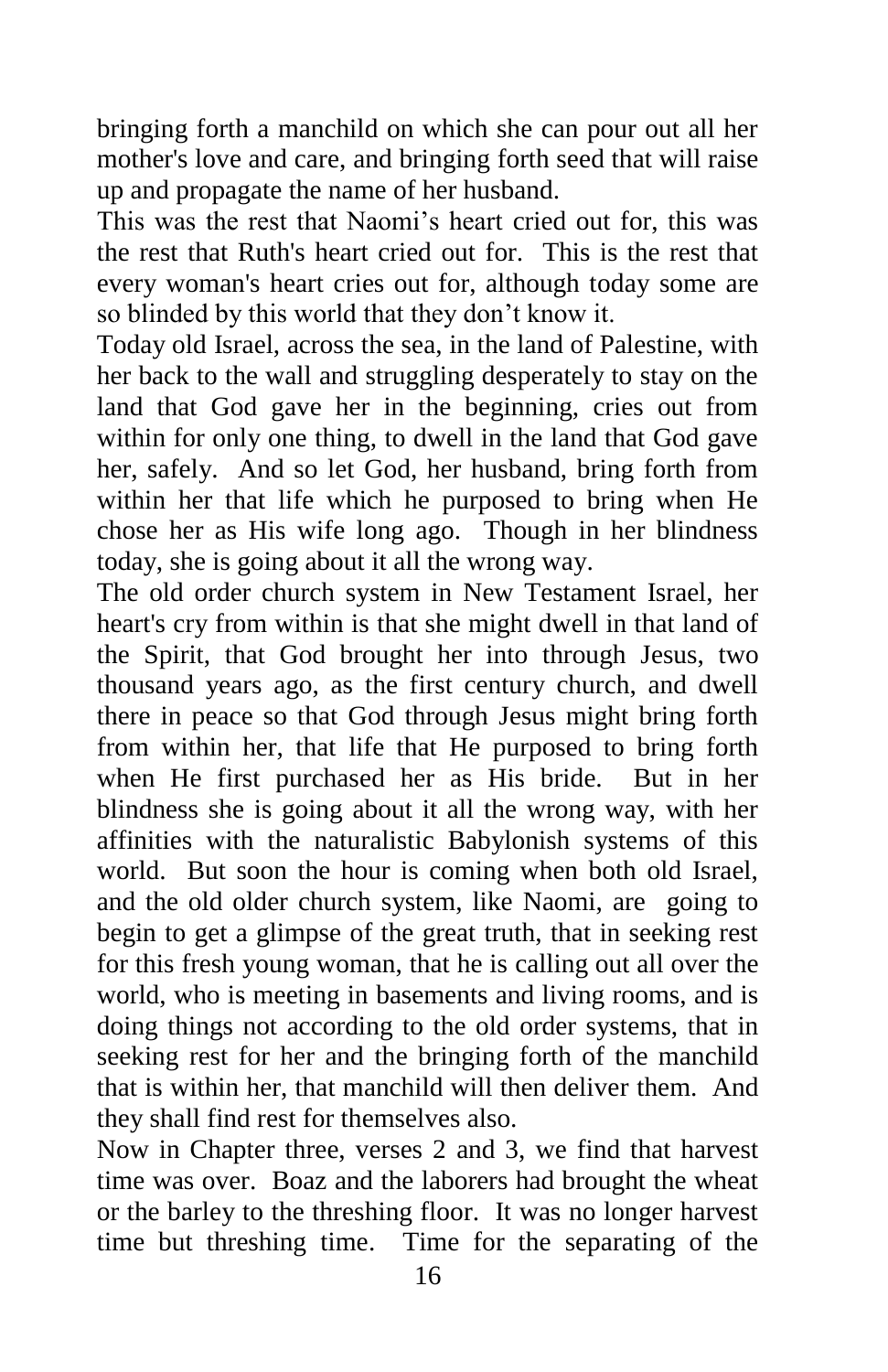bringing forth a manchild on which she can pour out all her mother's love and care, and bringing forth seed that will raise up and propagate the name of her husband.

This was the rest that Naomi's heart cried out for, this was the rest that Ruth's heart cried out for. This is the rest that every woman's heart cries out for, although today some are so blinded by this world that they don't know it.

Today old Israel, across the sea, in the land of Palestine, with her back to the wall and struggling desperately to stay on the land that God gave her in the beginning, cries out from within for only one thing, to dwell in the land that God gave her, safely. And so let God, her husband, bring forth from within her that life which he purposed to bring when He chose her as His wife long ago. Though in her blindness today, she is going about it all the wrong way.

The old order church system in New Testament Israel, her heart's cry from within is that she might dwell in that land of the Spirit, that God brought her into through Jesus, two thousand years ago, as the first century church, and dwell there in peace so that God through Jesus might bring forth from within her, that life that He purposed to bring forth when He first purchased her as His bride. But in her blindness she is going about it all the wrong way, with her affinities with the naturalistic Babylonish systems of this world. But soon the hour is coming when both old Israel, and the old older church system, like Naomi, are going to begin to get a glimpse of the great truth, that in seeking rest for this fresh young woman, that he is calling out all over the world, who is meeting in basements and living rooms, and is doing things not according to the old order systems, that in seeking rest for her and the bringing forth of the manchild that is within her, that manchild will then deliver them. And they shall find rest for themselves also.

Now in Chapter three, verses 2 and 3, we find that harvest time was over. Boaz and the laborers had brought the wheat or the barley to the threshing floor. It was no longer harvest time but threshing time. Time for the separating of the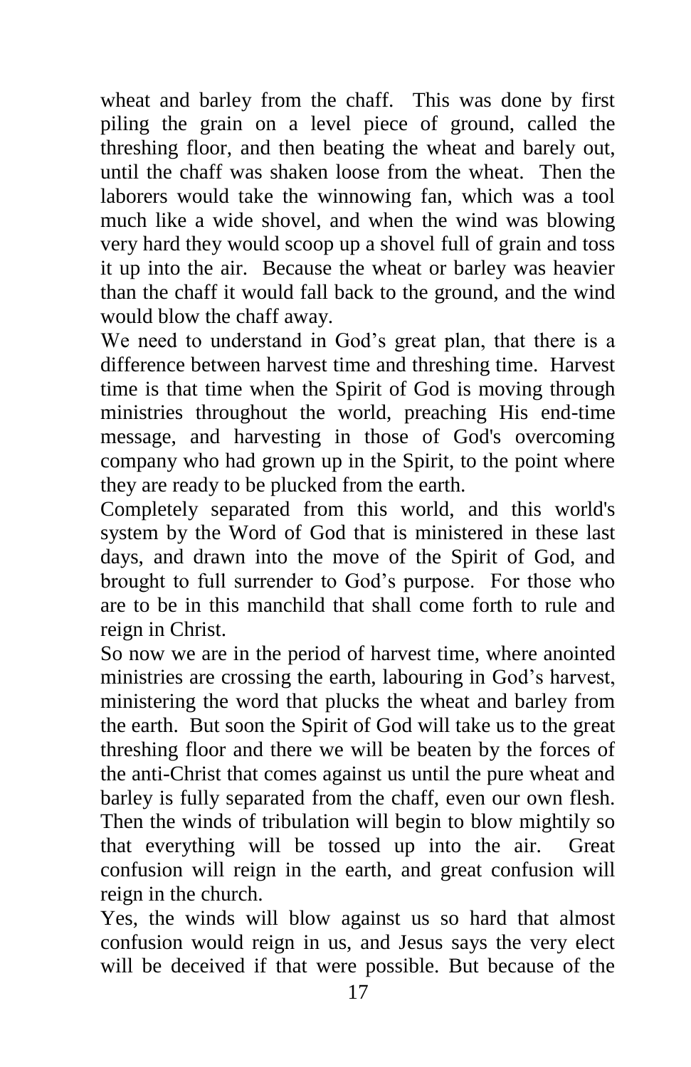wheat and barley from the chaff. This was done by first piling the grain on a level piece of ground, called the threshing floor, and then beating the wheat and barely out, until the chaff was shaken loose from the wheat. Then the laborers would take the winnowing fan, which was a tool much like a wide shovel, and when the wind was blowing very hard they would scoop up a shovel full of grain and toss it up into the air. Because the wheat or barley was heavier than the chaff it would fall back to the ground, and the wind would blow the chaff away.

We need to understand in God's great plan, that there is a difference between harvest time and threshing time. Harvest time is that time when the Spirit of God is moving through ministries throughout the world, preaching His end-time message, and harvesting in those of God's overcoming company who had grown up in the Spirit, to the point where they are ready to be plucked from the earth.

Completely separated from this world, and this world's system by the Word of God that is ministered in these last days, and drawn into the move of the Spirit of God, and brought to full surrender to God's purpose. For those who are to be in this manchild that shall come forth to rule and reign in Christ.

So now we are in the period of harvest time, where anointed ministries are crossing the earth, labouring in God's harvest, ministering the word that plucks the wheat and barley from the earth. But soon the Spirit of God will take us to the great threshing floor and there we will be beaten by the forces of the anti-Christ that comes against us until the pure wheat and barley is fully separated from the chaff, even our own flesh. Then the winds of tribulation will begin to blow mightily so that everything will be tossed up into the air. Great confusion will reign in the earth, and great confusion will reign in the church.

Yes, the winds will blow against us so hard that almost confusion would reign in us, and Jesus says the very elect will be deceived if that were possible. But because of the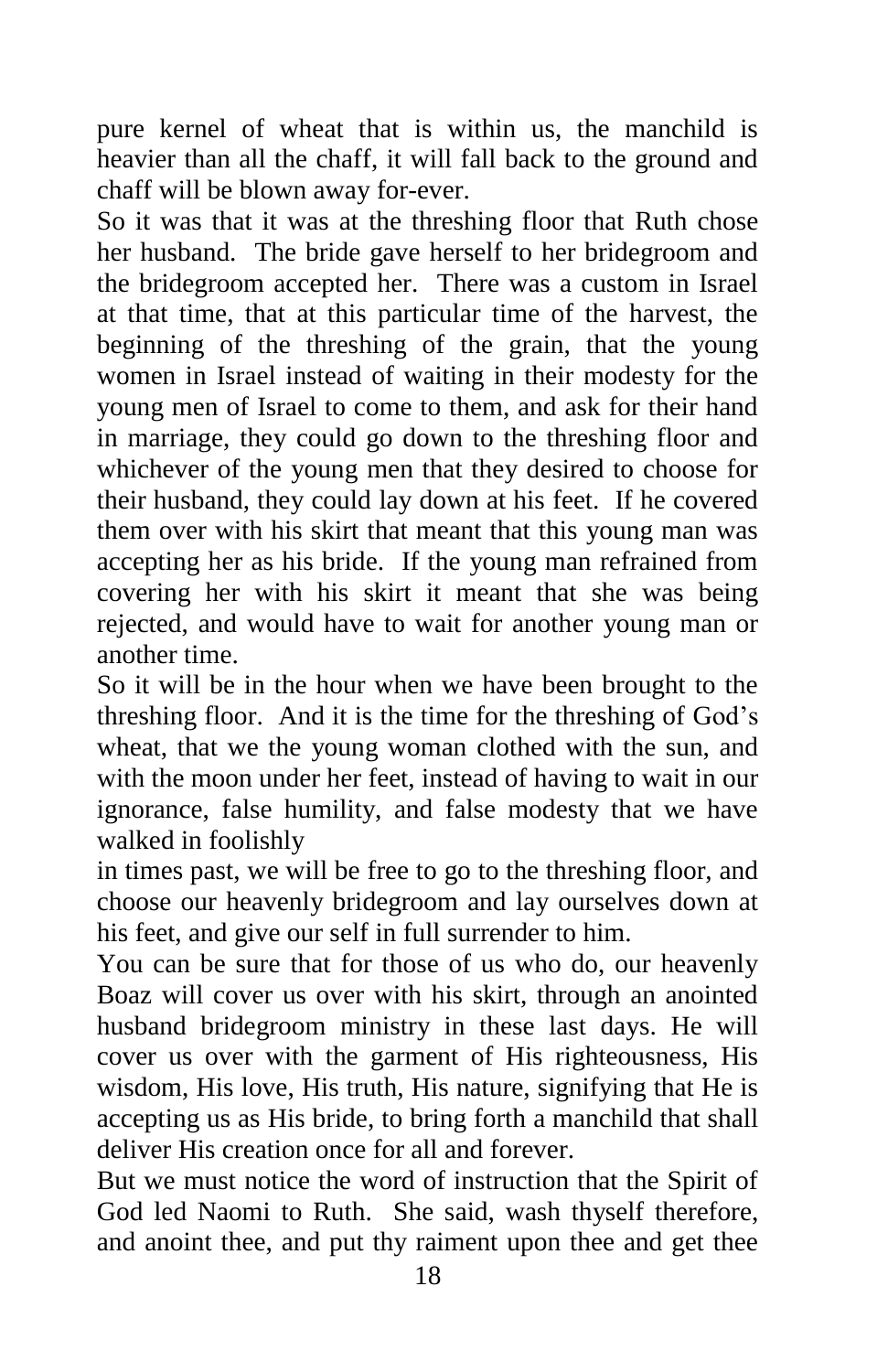pure kernel of wheat that is within us, the manchild is heavier than all the chaff, it will fall back to the ground and chaff will be blown away for-ever.

So it was that it was at the threshing floor that Ruth chose her husband. The bride gave herself to her bridegroom and the bridegroom accepted her. There was a custom in Israel at that time, that at this particular time of the harvest, the beginning of the threshing of the grain, that the young women in Israel instead of waiting in their modesty for the young men of Israel to come to them, and ask for their hand in marriage, they could go down to the threshing floor and whichever of the young men that they desired to choose for their husband, they could lay down at his feet. If he covered them over with his skirt that meant that this young man was accepting her as his bride. If the young man refrained from covering her with his skirt it meant that she was being rejected, and would have to wait for another young man or another time.

So it will be in the hour when we have been brought to the threshing floor. And it is the time for the threshing of God's wheat, that we the young woman clothed with the sun, and with the moon under her feet, instead of having to wait in our ignorance, false humility, and false modesty that we have walked in foolishly in times past, we will be free to go to the threshing floor, and choose our heavenly bridegroom and lay ourselves down at his feet, and give our self in full surrender to him.

You can be sure that for those of us who do, our heavenly Boaz will cover us over with his skirt, through an anointed husband bridegroom ministry in these last days. He will cover us over with the garment of His righteousness, His wisdom, His love, His truth, His nature, signifying that He is accepting us as His bride, to bring forth a manchild that shall deliver His creation once for all and forever.

But we must notice the word of instruction that the Spirit of God led Naomi to Ruth. She said, wash thyself therefore, and anoint thee, and put thy raiment upon thee and get thee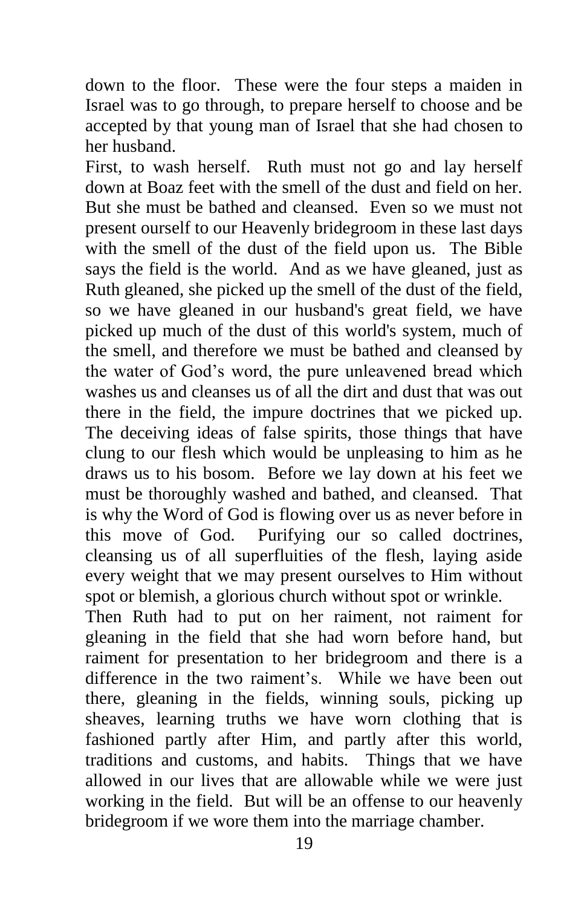down to the floor. These were the four steps a maiden in Israel was to go through, to prepare herself to choose and be accepted by that young man of Israel that she had chosen to her husband.

First, to wash herself. Ruth must not go and lay herself down at Boaz feet with the smell of the dust and field on her. But she must be bathed and cleansed. Even so we must not present ourself to our Heavenly bridegroom in these last days with the smell of the dust of the field upon us. The Bible says the field is the world. And as we have gleaned, just as Ruth gleaned, she picked up the smell of the dust of the field, so we have gleaned in our husband's great field, we have picked up much of the dust of this world's system, much of the smell, and therefore we must be bathed and cleansed by the water of God's word, the pure unleavened bread which washes us and cleanses us of all the dirt and dust that was out there in the field, the impure doctrines that we picked up. The deceiving ideas of false spirits, those things that have clung to our flesh which would be unpleasing to him as he draws us to his bosom. Before we lay down at his feet we must be thoroughly washed and bathed, and cleansed. That is why the Word of God is flowing over us as never before in this move of God. Purifying our so called doctrines, cleansing us of all superfluities of the flesh, laying aside every weight that we may present ourselves to Him without spot or blemish, a glorious church without spot or wrinkle.

Then Ruth had to put on her raiment, not raiment for gleaning in the field that she had worn before hand, but raiment for presentation to her bridegroom and there is a difference in the two raiment's. While we have been out there, gleaning in the fields, winning souls, picking up sheaves, learning truths we have worn clothing that is fashioned partly after Him, and partly after this world, traditions and customs, and habits. Things that we have allowed in our lives that are allowable while we were just working in the field. But will be an offense to our heavenly bridegroom if we wore them into the marriage chamber.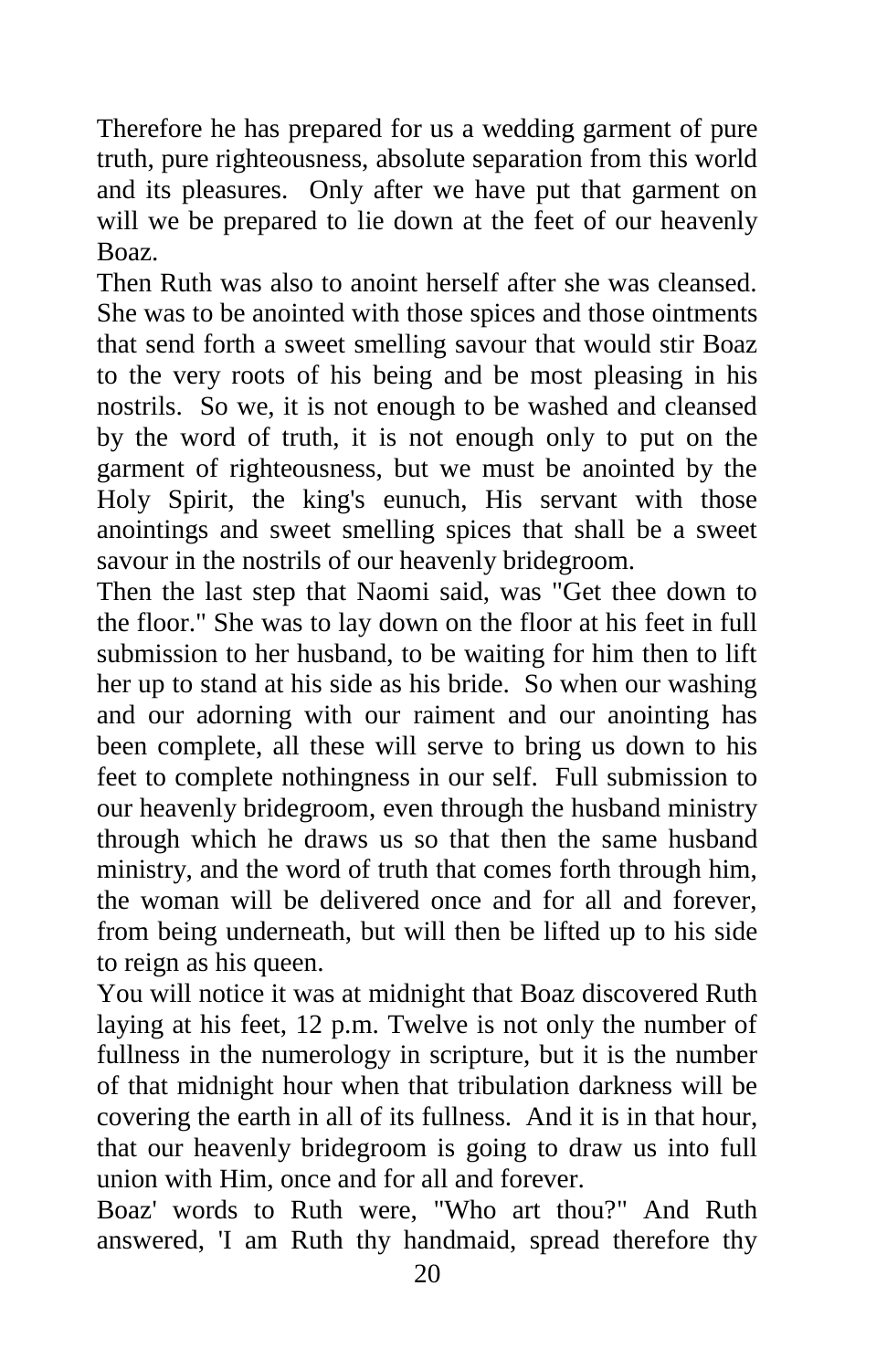Therefore he has prepared for us a wedding garment of pure truth, pure righteousness, absolute separation from this world and its pleasures. Only after we have put that garment on will we be prepared to lie down at the feet of our heavenly Boaz.

Then Ruth was also to anoint herself after she was cleansed. She was to be anointed with those spices and those ointments that send forth a sweet smelling savour that would stir Boaz to the very roots of his being and be most pleasing in his nostrils. So we, it is not enough to be washed and cleansed by the word of truth, it is not enough only to put on the garment of righteousness, but we must be anointed by the Holy Spirit, the king's eunuch, His servant with those anointings and sweet smelling spices that shall be a sweet savour in the nostrils of our heavenly bridegroom.

Then the last step that Naomi said, was "Get thee down to the floor." She was to lay down on the floor at his feet in full submission to her husband, to be waiting for him then to lift her up to stand at his side as his bride. So when our washing and our adorning with our raiment and our anointing has been complete, all these will serve to bring us down to his feet to complete nothingness in our self. Full submission to our heavenly bridegroom, even through the husband ministry through which he draws us so that then the same husband ministry, and the word of truth that comes forth through him, the woman will be delivered once and for all and forever, from being underneath, but will then be lifted up to his side to reign as his queen.

You will notice it was at midnight that Boaz discovered Ruth laying at his feet, 12 p.m. Twelve is not only the number of fullness in the numerology in scripture, but it is the number of that midnight hour when that tribulation darkness will be covering the earth in all of its fullness. And it is in that hour, that our heavenly bridegroom is going to draw us into full union with Him, once and for all and forever.

Boaz' words to Ruth were, "Who art thou?" And Ruth answered, 'I am Ruth thy handmaid, spread therefore thy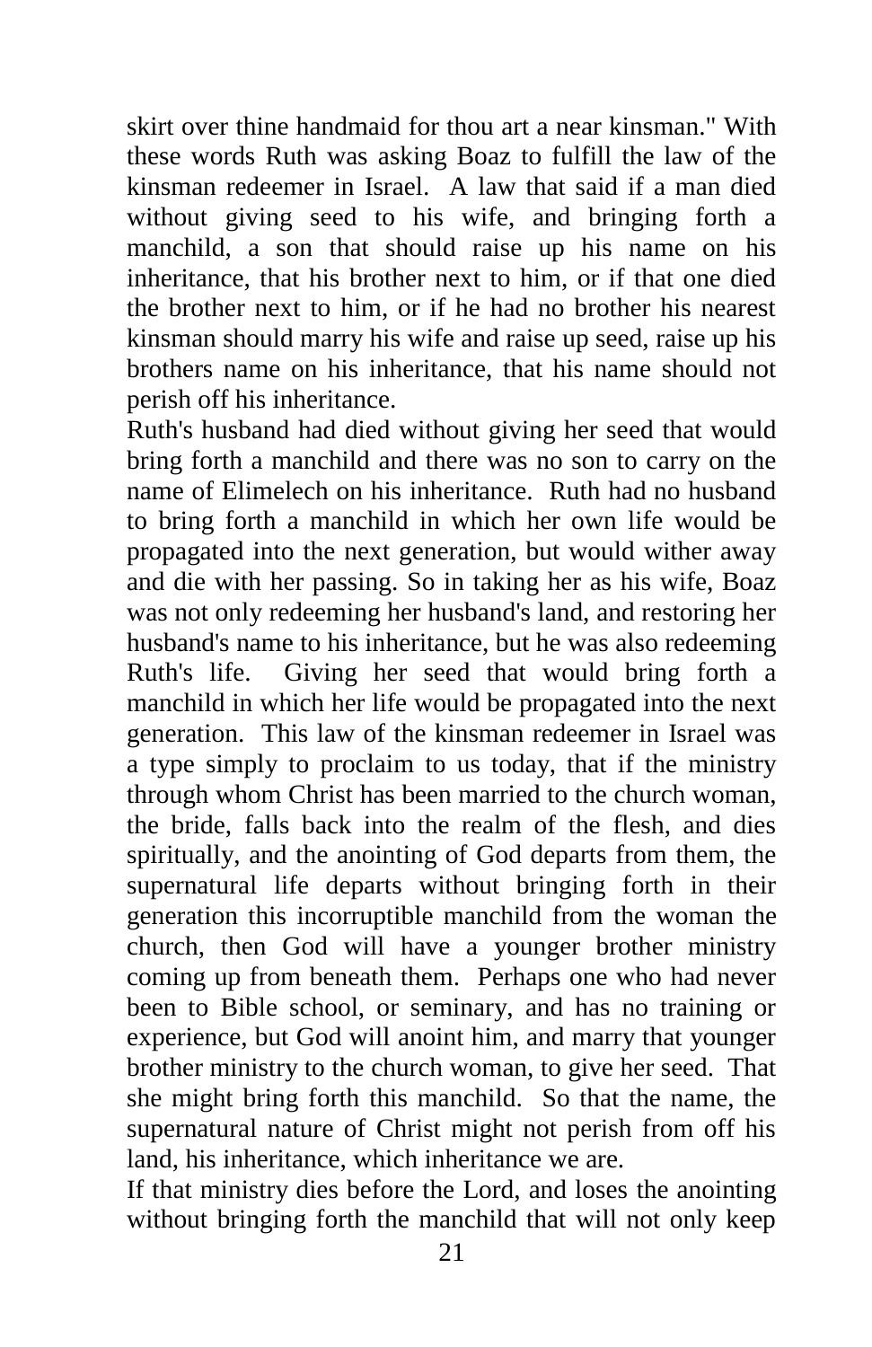skirt over thine handmaid for thou art a near kinsman." With these words Ruth was asking Boaz to fulfill the law of the kinsman redeemer in Israel. A law that said if a man died without giving seed to his wife, and bringing forth a manchild, a son that should raise up his name on his inheritance, that his brother next to him, or if that one died the brother next to him, or if he had no brother his nearest kinsman should marry his wife and raise up seed, raise up his brothers name on his inheritance, that his name should not perish off his inheritance.

Ruth's husband had died without giving her seed that would bring forth a manchild and there was no son to carry on the name of Elimelech on his inheritance. Ruth had no husband to bring forth a manchild in which her own life would be propagated into the next generation, but would wither away and die with her passing. So in taking her as his wife, Boaz was not only redeeming her husband's land, and restoring her husband's name to his inheritance, but he was also redeeming Ruth's life. Giving her seed that would bring forth a manchild in which her life would be propagated into the next generation. This law of the kinsman redeemer in Israel was a type simply to proclaim to us today, that if the ministry through whom Christ has been married to the church woman, the bride, falls back into the realm of the flesh, and dies spiritually, and the anointing of God departs from them, the supernatural life departs without bringing forth in their generation this incorruptible manchild from the woman the church, then God will have a younger brother ministry coming up from beneath them. Perhaps one who had never been to Bible school, or seminary, and has no training or experience, but God will anoint him, and marry that younger brother ministry to the church woman, to give her seed. That she might bring forth this manchild. So that the name, the supernatural nature of Christ might not perish from off his land, his inheritance, which inheritance we are.

If that ministry dies before the Lord, and loses the anointing without bringing forth the manchild that will not only keep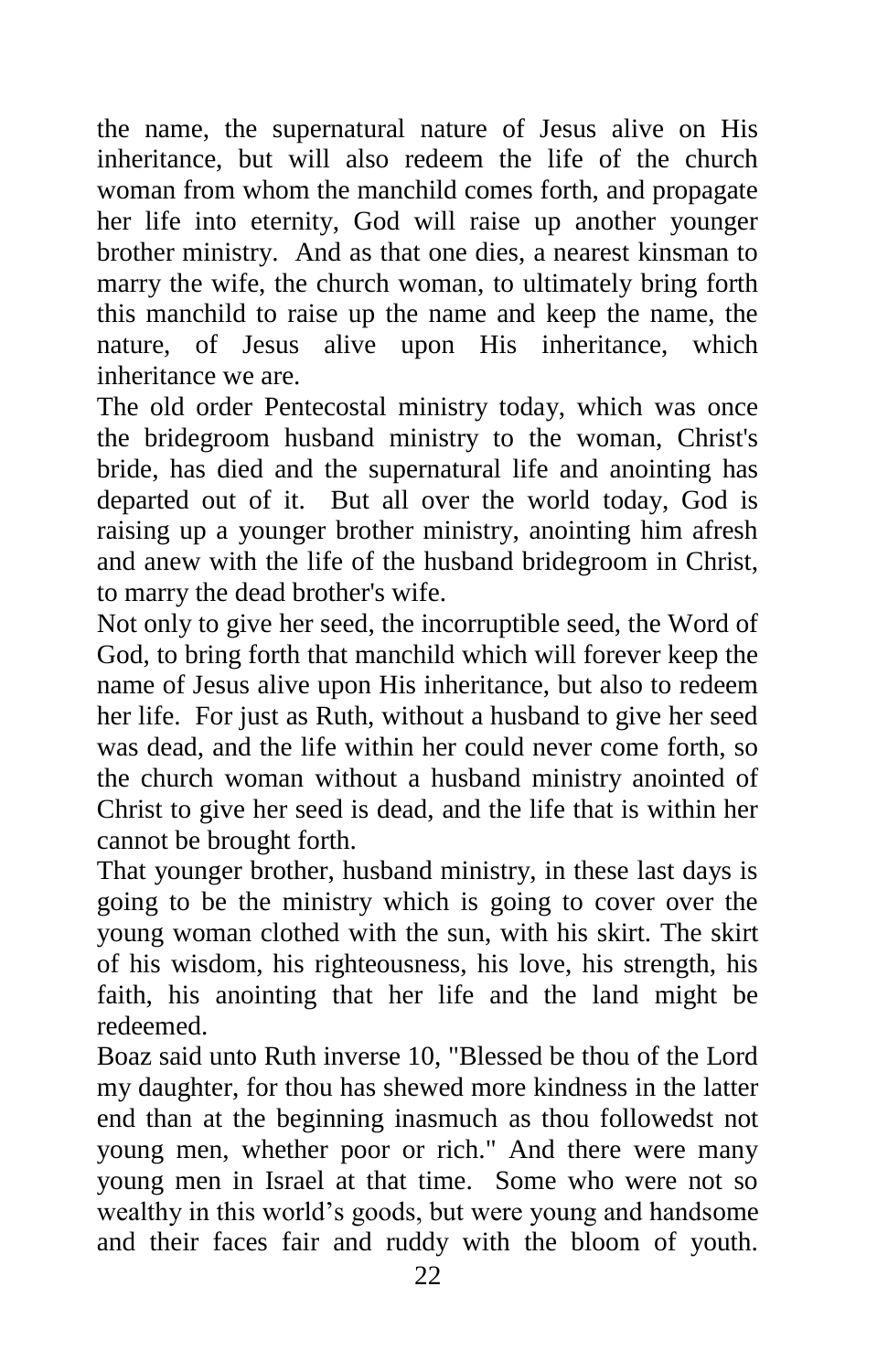the name, the supernatural nature of Jesus alive on His inheritance, but will also redeem the life of the church woman from whom the manchild comes forth, and propagate her life into eternity, God will raise up another younger brother ministry. And as that one dies, a nearest kinsman to marry the wife, the church woman, to ultimately bring forth this manchild to raise up the name and keep the name, the nature, of Jesus alive upon His inheritance, which inheritance we are.

The old order Pentecostal ministry today, which was once the bridegroom husband ministry to the woman, Christ's bride, has died and the supernatural life and anointing has departed out of it. But all over the world today, God is raising up a younger brother ministry, anointing him afresh and anew with the life of the husband bridegroom in Christ, to marry the dead brother's wife.

Not only to give her seed, the incorruptible seed, the Word of God, to bring forth that manchild which will forever keep the name of Jesus alive upon His inheritance, but also to redeem her life. For just as Ruth, without a husband to give her seed was dead, and the life within her could never come forth, so the church woman without a husband ministry anointed of Christ to give her seed is dead, and the life that is within her cannot be brought forth.

That younger brother, husband ministry, in these last days is going to be the ministry which is going to cover over the young woman clothed with the sun, with his skirt. The skirt of his wisdom, his righteousness, his love, his strength, his faith, his anointing that her life and the land might be redeemed.

Boaz said unto Ruth inverse 10, "Blessed be thou of the Lord my daughter, for thou has shewed more kindness in the latter end than at the beginning inasmuch as thou followedst not young men, whether poor or rich." And there were many young men in Israel at that time. Some who were not so wealthy in this world's goods, but were young and handsome and their faces fair and ruddy with the bloom of youth.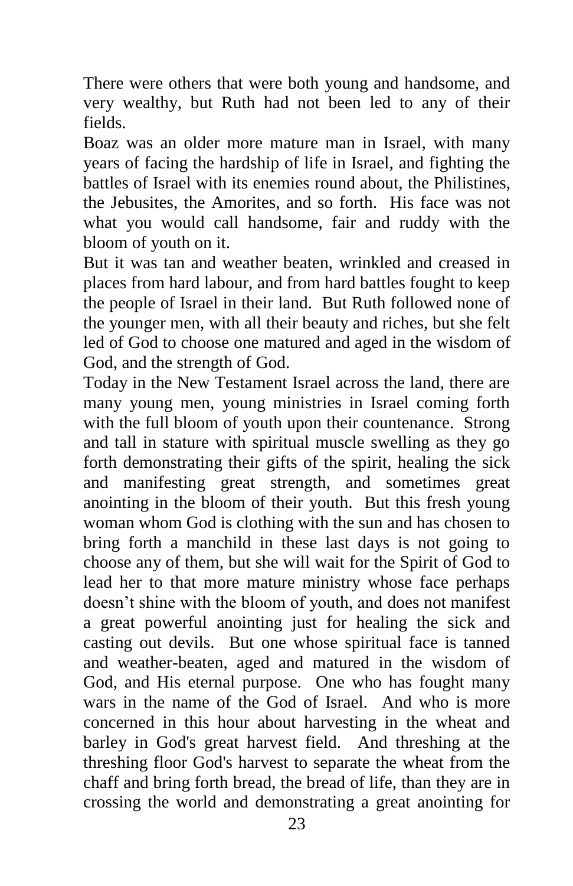There were others that were both young and handsome, and very wealthy, but Ruth had not been led to any of their fields.

Boaz was an older more mature man in Israel, with many years of facing the hardship of life in Israel, and fighting the battles of Israel with its enemies round about, the Philistines, the Jebusites, the Amorites, and so forth. His face was not what you would call handsome, fair and ruddy with the bloom of youth on it.

But it was tan and weather beaten, wrinkled and creased in places from hard labour, and from hard battles fought to keep the people of Israel in their land. But Ruth followed none of the younger men, with all their beauty and riches, but she felt led of God to choose one matured and aged in the wisdom of God, and the strength of God.

Today in the New Testament Israel across the land, there are many young men, young ministries in Israel coming forth with the full bloom of youth upon their countenance. Strong and tall in stature with spiritual muscle swelling as they go forth demonstrating their gifts of the spirit, healing the sick and manifesting great strength, and sometimes great anointing in the bloom of their youth. But this fresh young woman whom God is clothing with the sun and has chosen to bring forth a manchild in these last days is not going to choose any of them, but she will wait for the Spirit of God to lead her to that more mature ministry whose face perhaps doesn't shine with the bloom of youth, and does not manifest a great powerful anointing just for healing the sick and casting out devils. But one whose spiritual face is tanned and weather-beaten, aged and matured in the wisdom of God, and His eternal purpose. One who has fought many wars in the name of the God of Israel. And who is more concerned in this hour about harvesting in the wheat and barley in God's great harvest field. And threshing at the threshing floor God's harvest to separate the wheat from the chaff and bring forth bread, the bread of life, than they are in crossing the world and demonstrating a great anointing for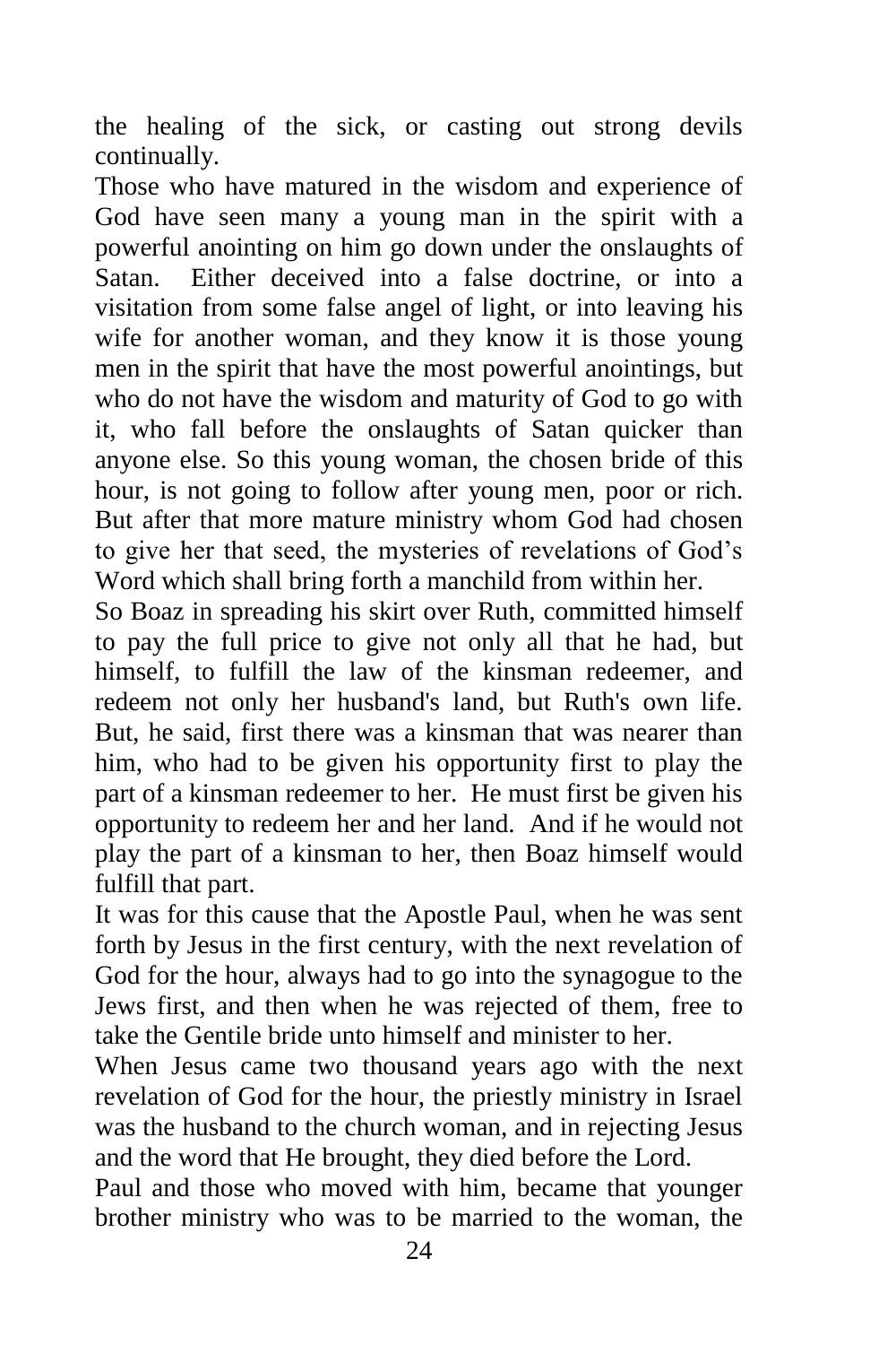the healing of the sick, or casting out strong devils continually.

Those who have matured in the wisdom and experience of God have seen many a young man in the spirit with a powerful anointing on him go down under the onslaughts of Satan. Either deceived into a false doctrine, or into a visitation from some false angel of light, or into leaving his wife for another woman, and they know it is those young men in the spirit that have the most powerful anointings, but who do not have the wisdom and maturity of God to go with it, who fall before the onslaughts of Satan quicker than anyone else. So this young woman, the chosen bride of this hour, is not going to follow after young men, poor or rich. But after that more mature ministry whom God had chosen to give her that seed, the mysteries of revelations of God's Word which shall bring forth a manchild from within her.

So Boaz in spreading his skirt over Ruth, committed himself to pay the full price to give not only all that he had, but himself, to fulfill the law of the kinsman redeemer, and redeem not only her husband's land, but Ruth's own life. But, he said, first there was a kinsman that was nearer than him, who had to be given his opportunity first to play the part of a kinsman redeemer to her. He must first be given his opportunity to redeem her and her land. And if he would not play the part of a kinsman to her, then Boaz himself would fulfill that part.

It was for this cause that the Apostle Paul, when he was sent forth by Jesus in the first century, with the next revelation of God for the hour, always had to go into the synagogue to the Jews first, and then when he was rejected of them, free to take the Gentile bride unto himself and minister to her.

When Jesus came two thousand years ago with the next revelation of God for the hour, the priestly ministry in Israel was the husband to the church woman, and in rejecting Jesus and the word that He brought, they died before the Lord.

Paul and those who moved with him, became that younger brother ministry who was to be married to the woman, the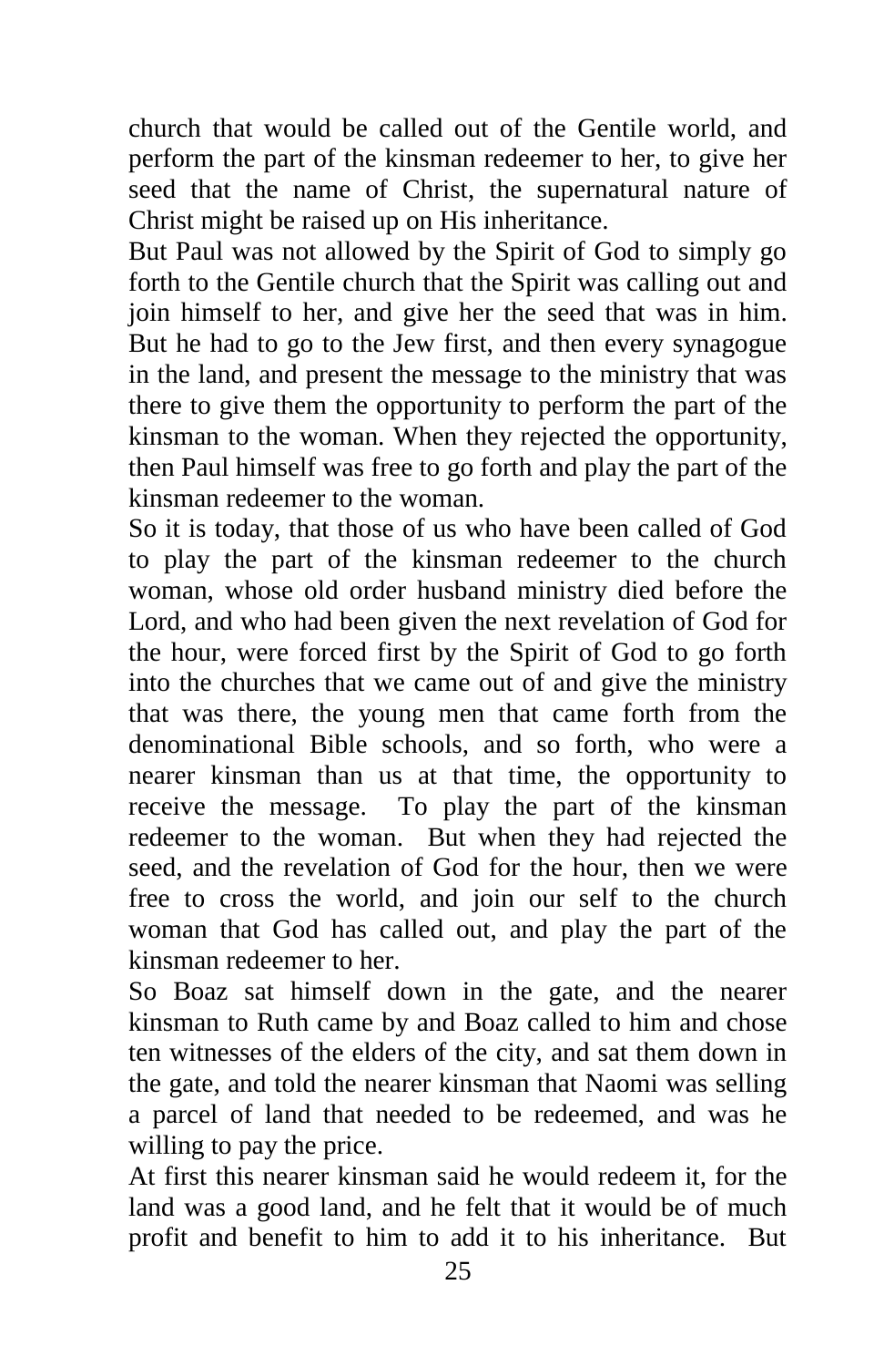church that would be called out of the Gentile world, and perform the part of the kinsman redeemer to her, to give her seed that the name of Christ, the supernatural nature of Christ might be raised up on His inheritance.

But Paul was not allowed by the Spirit of God to simply go forth to the Gentile church that the Spirit was calling out and join himself to her, and give her the seed that was in him. But he had to go to the Jew first, and then every synagogue in the land, and present the message to the ministry that was there to give them the opportunity to perform the part of the kinsman to the woman. When they rejected the opportunity, then Paul himself was free to go forth and play the part of the kinsman redeemer to the woman.

So it is today, that those of us who have been called of God to play the part of the kinsman redeemer to the church woman, whose old order husband ministry died before the Lord, and who had been given the next revelation of God for the hour, were forced first by the Spirit of God to go forth into the churches that we came out of and give the ministry that was there, the young men that came forth from the denominational Bible schools, and so forth, who were a nearer kinsman than us at that time, the opportunity to receive the message. To play the part of the kinsman redeemer to the woman. But when they had rejected the seed, and the revelation of God for the hour, then we were free to cross the world, and join our self to the church woman that God has called out, and play the part of the kinsman redeemer to her.

So Boaz sat himself down in the gate, and the nearer kinsman to Ruth came by and Boaz called to him and chose ten witnesses of the elders of the city, and sat them down in the gate, and told the nearer kinsman that Naomi was selling a parcel of land that needed to be redeemed, and was he willing to pay the price.

At first this nearer kinsman said he would redeem it, for the land was a good land, and he felt that it would be of much profit and benefit to him to add it to his inheritance. But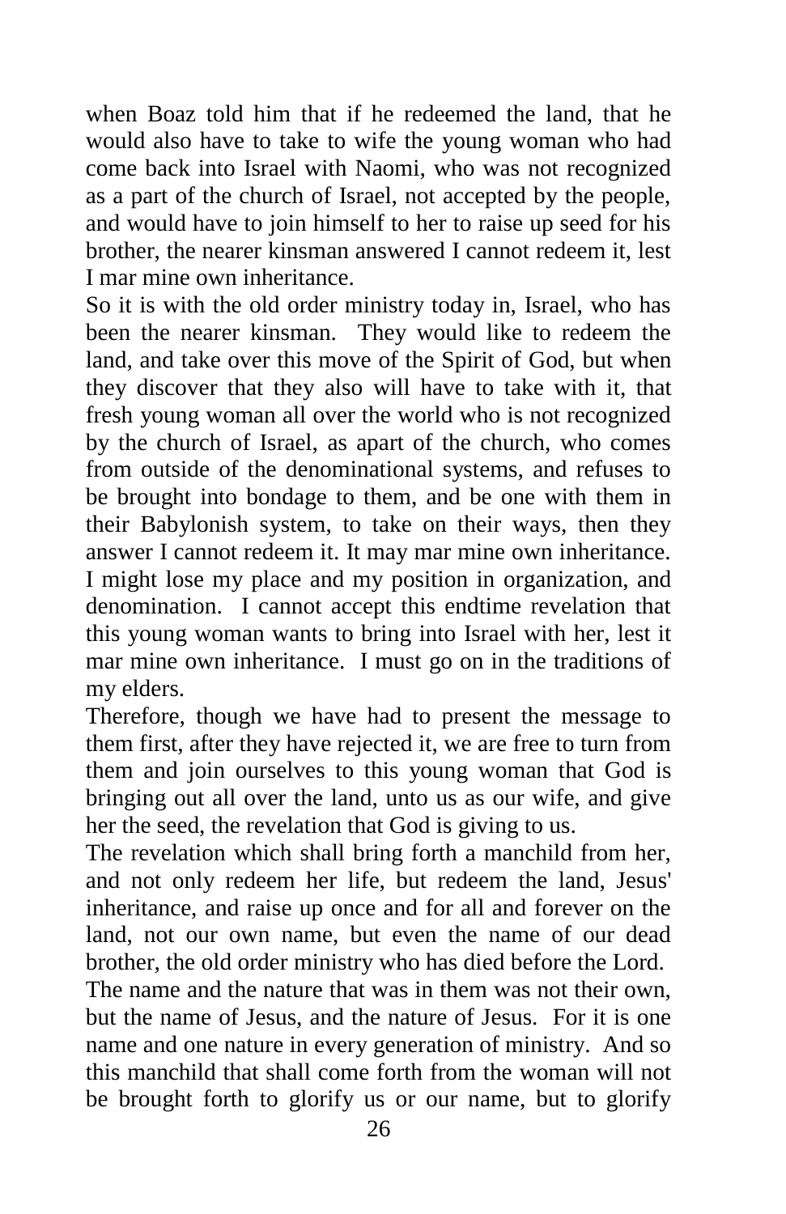when Boaz told him that if he redeemed the land, that he would also have to take to wife the young woman who had come back into Israel with Naomi, who was not recognized as a part of the church of Israel, not accepted by the people, and would have to join himself to her to raise up seed for his brother, the nearer kinsman answered I cannot redeem it, lest I mar mine own inheritance.

So it is with the old order ministry today in, Israel, who has been the nearer kinsman. They would like to redeem the land, and take over this move of the Spirit of God, but when they discover that they also will have to take with it, that fresh young woman all over the world who is not recognized by the church of Israel, as apart of the church, who comes from outside of the denominational systems, and refuses to be brought into bondage to them, and be one with them in their Babylonish system, to take on their ways, then they answer I cannot redeem it. It may mar mine own inheritance. I might lose my place and my position in organization, and denomination. I cannot accept this endtime revelation that this young woman wants to bring into Israel with her, lest it mar mine own inheritance. I must go on in the traditions of my elders.

Therefore, though we have had to present the message to them first, after they have rejected it, we are free to turn from them and join ourselves to this young woman that God is bringing out all over the land, unto us as our wife, and give her the seed, the revelation that God is giving to us.

The revelation which shall bring forth a manchild from her, and not only redeem her life, but redeem the land, Jesus' inheritance, and raise up once and for all and forever on the land, not our own name, but even the name of our dead brother, the old order ministry who has died before the Lord.

The name and the nature that was in them was not their own, but the name of Jesus, and the nature of Jesus. For it is one name and one nature in every generation of ministry. And so this manchild that shall come forth from the woman will not be brought forth to glorify us or our name, but to glorify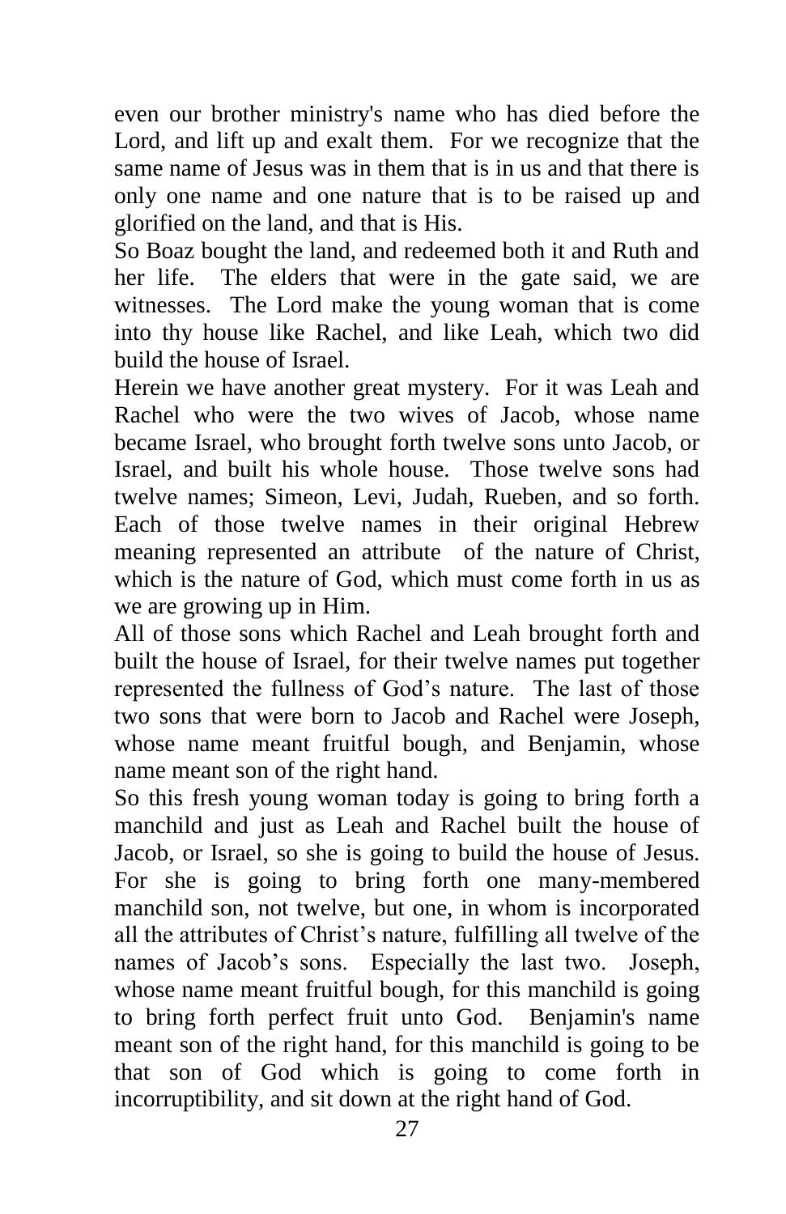even our brother ministry's name who has died before the Lord, and lift up and exalt them. For we recognize that the same name of Jesus was in them that is in us and that there is only one name and one nature that is to be raised up and glorified on the land, and that is His.

So Boaz bought the land, and redeemed both it and Ruth and her life. The elders that were in the gate said, we are witnesses. The Lord make the young woman that is come into thy house like Rachel, and like Leah, which two did build the house of Israel.

Herein we have another great mystery. For it was Leah and Rachel who were the two wives of Jacob, whose name became Israel, who brought forth twelve sons unto Jacob, or Israel, and built his whole house. Those twelve sons had twelve names; Simeon, Levi, Judah, Rueben, and so forth. Each of those twelve names in their original Hebrew meaning represented an attribute of the nature of Christ, which is the nature of God, which must come forth in us as we are growing up in Him.

All of those sons which Rachel and Leah brought forth and built the house of Israel, for their twelve names put together represented the fullness of God's nature. The last of those two sons that were born to Jacob and Rachel were Joseph, whose name meant fruitful bough, and Benjamin, whose name meant son of the right hand.

So this fresh young woman today is going to bring forth a manchild and just as Leah and Rachel built the house of Jacob, or Israel, so she is going to build the house of Jesus. For she is going to bring forth one many-membered manchild son, not twelve, but one, in whom is incorporated all the attributes of Christ's nature, fulfilling all twelve of the names of Jacob's sons. Especially the last two. Joseph, whose name meant fruitful bough, for this manchild is going to bring forth perfect fruit unto God. Benjamin's name meant son of the right hand, for this manchild is going to be that son of God which is going to come forth in incorruptibility, and sit down at the right hand of God.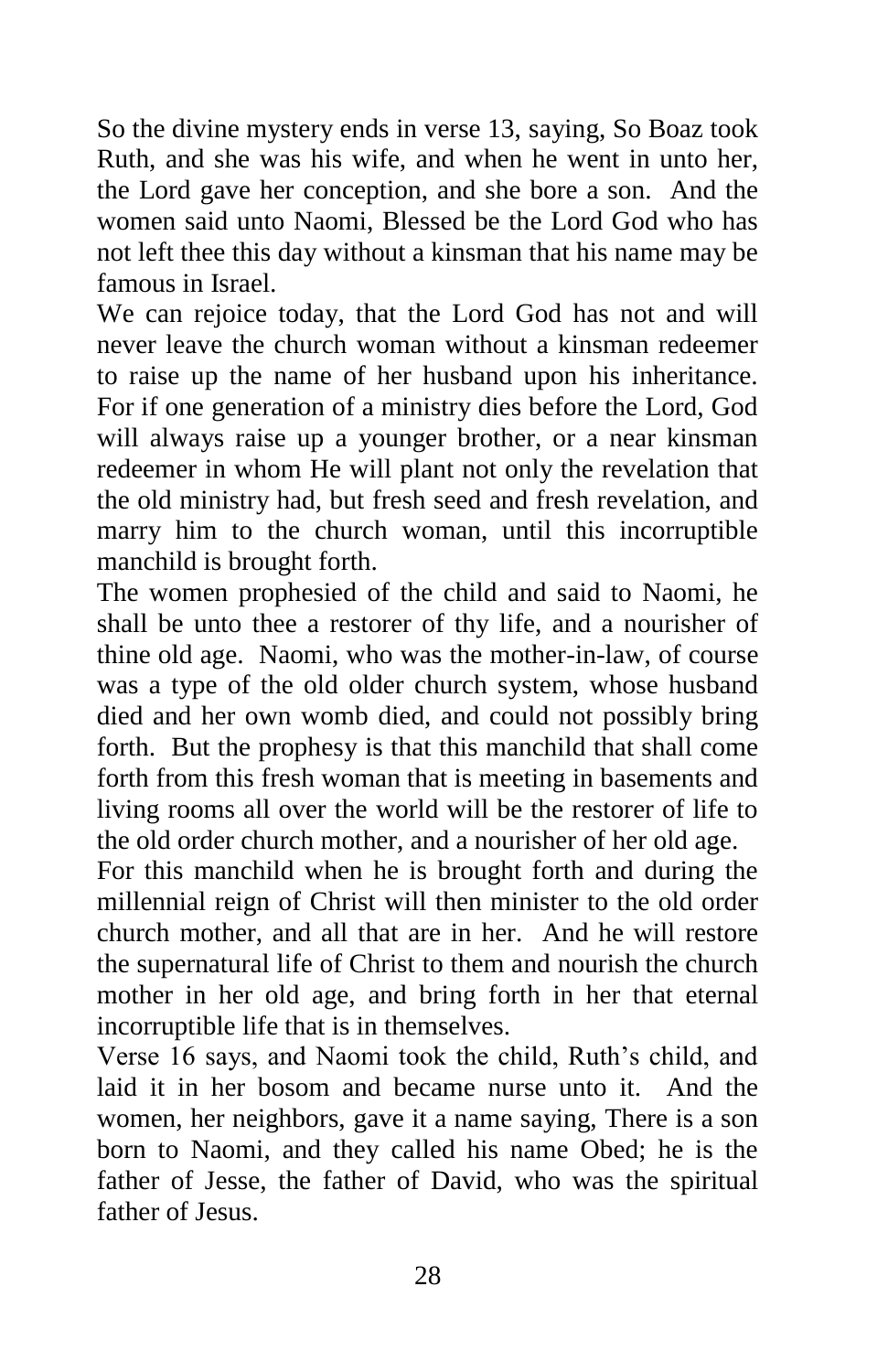So the divine mystery ends in verse 13, saying, So Boaz took Ruth, and she was his wife, and when he went in unto her, the Lord gave her conception, and she bore a son. And the women said unto Naomi, Blessed be the Lord God who has not left thee this day without a kinsman that his name may be famous in Israel.

We can rejoice today, that the Lord God has not and will never leave the church woman without a kinsman redeemer to raise up the name of her husband upon his inheritance. For if one generation of a ministry dies before the Lord, God will always raise up a younger brother, or a near kinsman redeemer in whom He will plant not only the revelation that the old ministry had, but fresh seed and fresh revelation, and marry him to the church woman, until this incorruptible manchild is brought forth.

The women prophesied of the child and said to Naomi, he shall be unto thee a restorer of thy life, and a nourisher of thine old age. Naomi, who was the mother-in-law, of course was a type of the old older church system, whose husband died and her own womb died, and could not possibly bring forth. But the prophesy is that this manchild that shall come forth from this fresh woman that is meeting in basements and living rooms all over the world will be the restorer of life to the old order church mother, and a nourisher of her old age.

For this manchild when he is brought forth and during the millennial reign of Christ will then minister to the old order church mother, and all that are in her. And he will restore the supernatural life of Christ to them and nourish the church mother in her old age, and bring forth in her that eternal incorruptible life that is in themselves.

Verse 16 says, and Naomi took the child, Ruth's child, and laid it in her bosom and became nurse unto it. And the women, her neighbors, gave it a name saying, There is a son born to Naomi, and they called his name Obed; he is the father of Jesse, the father of David, who was the spiritual father of Jesus.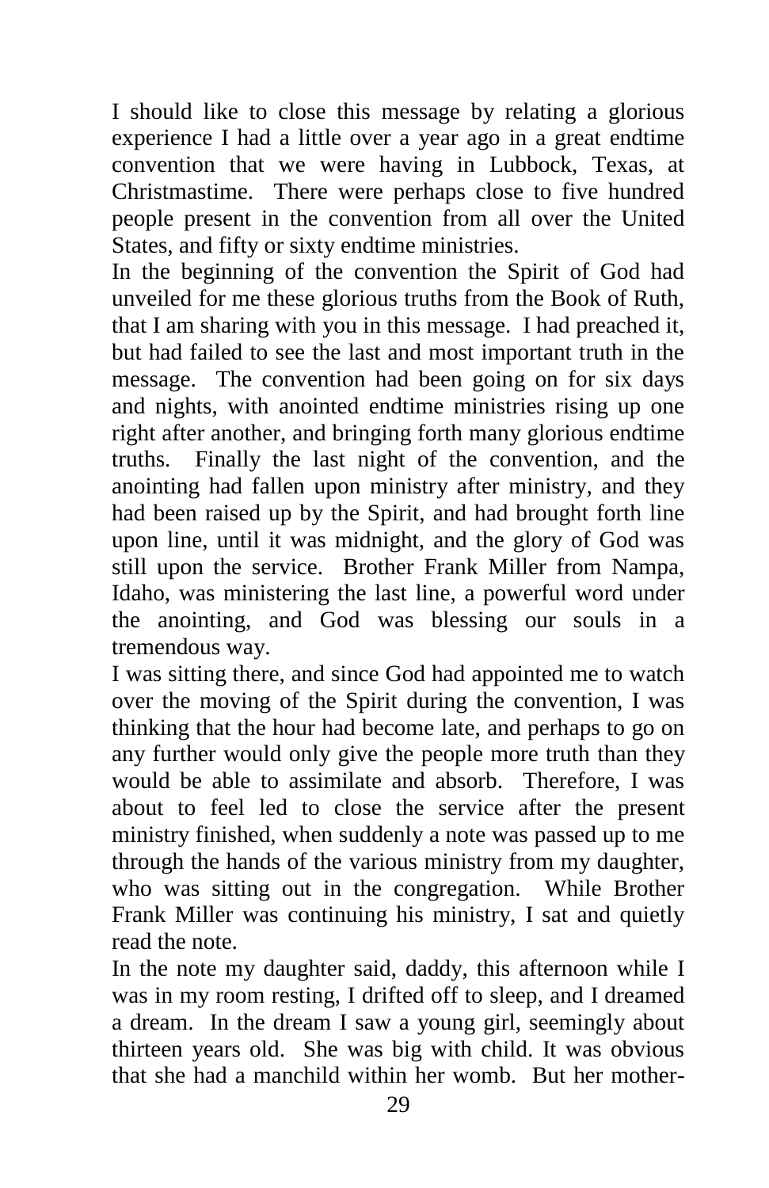I should like to close this message by relating a glorious experience I had a little over a year ago in a great endtime convention that we were having in Lubbock, Texas, at Christmastime. There were perhaps close to five hundred people present in the convention from all over the United States, and fifty or sixty endtime ministries.

In the beginning of the convention the Spirit of God had unveiled for me these glorious truths from the Book of Ruth, that I am sharing with you in this message. I had preached it, but had failed to see the last and most important truth in the message. The convention had been going on for six days and nights, with anointed endtime ministries rising up one right after another, and bringing forth many glorious endtime truths. Finally the last night of the convention, and the anointing had fallen upon ministry after ministry, and they had been raised up by the Spirit, and had brought forth line upon line, until it was midnight, and the glory of God was still upon the service. Brother Frank Miller from Nampa, Idaho, was ministering the last line, a powerful word under the anointing, and God was blessing our souls in a tremendous way.

I was sitting there, and since God had appointed me to watch over the moving of the Spirit during the convention, I was thinking that the hour had become late, and perhaps to go on any further would only give the people more truth than they would be able to assimilate and absorb. Therefore, I was about to feel led to close the service after the present ministry finished, when suddenly a note was passed up to me through the hands of the various ministry from my daughter, who was sitting out in the congregation. While Brother Frank Miller was continuing his ministry, I sat and quietly read the note.

In the note my daughter said, daddy, this afternoon while I was in my room resting, I drifted off to sleep, and I dreamed a dream. In the dream I saw a young girl, seemingly about thirteen years old. She was big with child. It was obvious that she had a manchild within her womb. But her mother-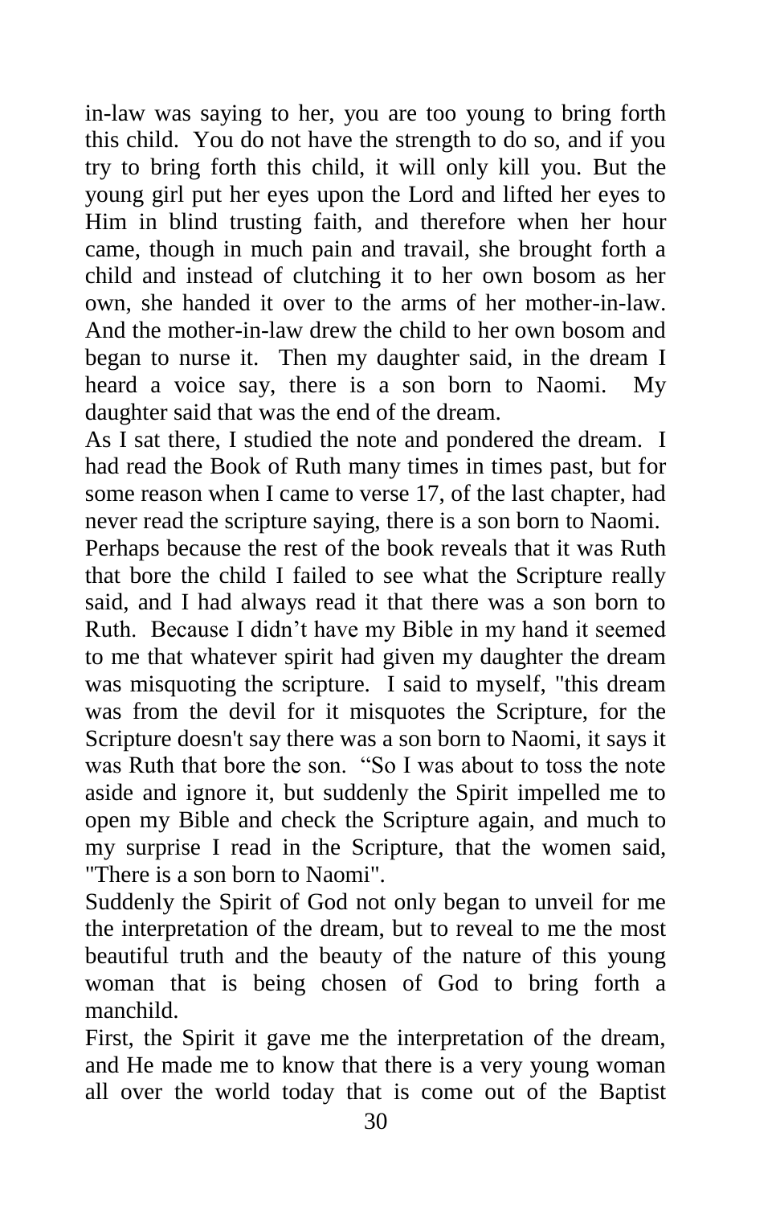in-law was saying to her, you are too young to bring forth this child. You do not have the strength to do so, and if you try to bring forth this child, it will only kill you. But the young girl put her eyes upon the Lord and lifted her eyes to Him in blind trusting faith, and therefore when her hour came, though in much pain and travail, she brought forth a child and instead of clutching it to her own bosom as her own, she handed it over to the arms of her mother-in-law. And the mother-in-law drew the child to her own bosom and began to nurse it. Then my daughter said, in the dream I heard a voice say, there is a son born to Naomi. My daughter said that was the end of the dream.

As I sat there, I studied the note and pondered the dream. I had read the Book of Ruth many times in times past, but for some reason when I came to verse 17, of the last chapter, had never read the scripture saying, there is a son born to Naomi. Perhaps because the rest of the book reveals that it was Ruth that bore the child I failed to see what the Scripture really said, and I had always read it that there was a son born to Ruth. Because I didn't have my Bible in my hand it seemed to me that whatever spirit had given my daughter the dream was misquoting the scripture. I said to myself, "this dream was from the devil for it misquotes the Scripture, for the Scripture doesn't say there was a son born to Naomi, it says it was Ruth that bore the son. "So I was about to toss the note aside and ignore it, but suddenly the Spirit impelled me to open my Bible and check the Scripture again, and much to my surprise I read in the Scripture, that the women said, "There is a son born to Naomi".

Suddenly the Spirit of God not only began to unveil for me the interpretation of the dream, but to reveal to me the most beautiful truth and the beauty of the nature of this young woman that is being chosen of God to bring forth a manchild.

First, the Spirit it gave me the interpretation of the dream, and He made me to know that there is a very young woman all over the world today that is come out of the Baptist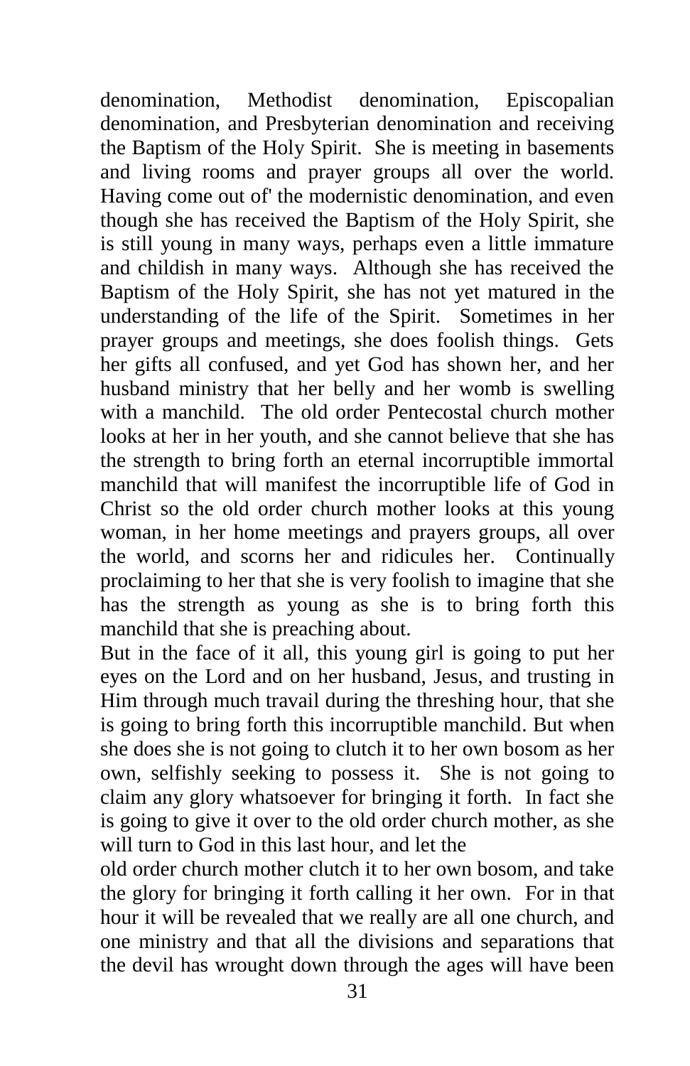denomination, Methodist denomination, Episcopalian denomination, and Presbyterian denomination and receiving the Baptism of the Holy Spirit. She is meeting in basements and living rooms and prayer groups all over the world. Having come out of' the modernistic denomination, and even though she has received the Baptism of the Holy Spirit, she is still young in many ways, perhaps even a little immature and childish in many ways. Although she has received the Baptism of the Holy Spirit, she has not yet matured in the understanding of the life of the Spirit. Sometimes in her prayer groups and meetings, she does foolish things. Gets her gifts all confused, and yet God has shown her, and her husband ministry that her belly and her womb is swelling with a manchild. The old order Pentecostal church mother looks at her in her youth, and she cannot believe that she has the strength to bring forth an eternal incorruptible immortal manchild that will manifest the incorruptible life of God in Christ so the old order church mother looks at this young woman, in her home meetings and prayers groups, all over the world, and scorns her and ridicules her. Continually proclaiming to her that she is very foolish to imagine that she has the strength as young as she is to bring forth this manchild that she is preaching about.

But in the face of it all, this young girl is going to put her eyes on the Lord and on her husband, Jesus, and trusting in Him through much travail during the threshing hour, that she is going to bring forth this incorruptible manchild. But when she does she is not going to clutch it to her own bosom as her own, selfishly seeking to possess it. She is not going to claim any glory whatsoever for bringing it forth. In fact she is going to give it over to the old order church mother, as she will turn to God in this last hour, and let the old order church mother clutch it to her own bosom, and take the glory for bringing it forth calling it her own. For in that hour it will be revealed that we really are all one church, and one ministry and that all the divisions and separations that the devil has wrought down through the ages will have been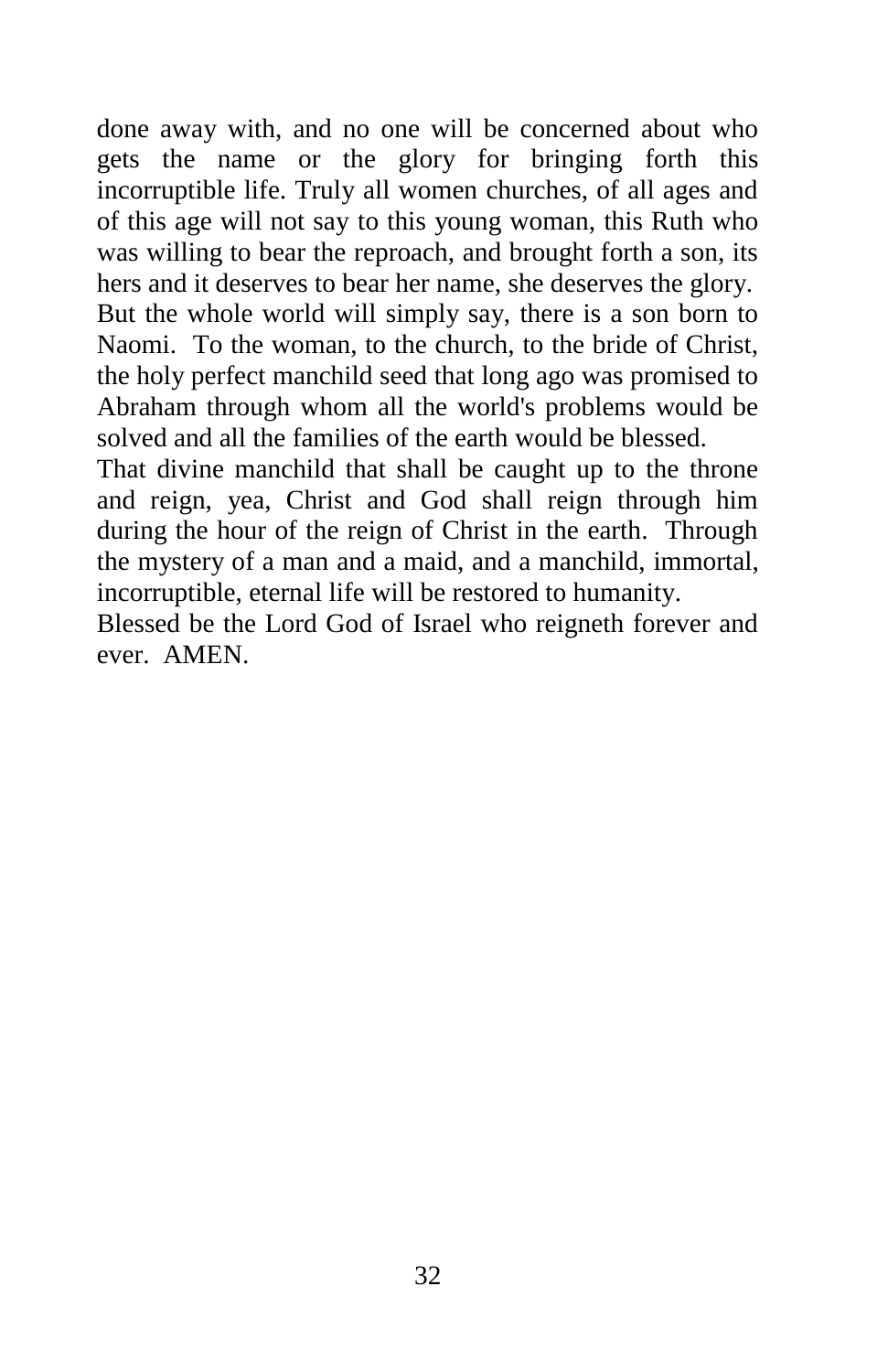done away with, and no one will be concerned about who gets the name or the glory for bringing forth this incorruptible life. Truly all women churches, of all ages and of this age will not say to this young woman, this Ruth who was willing to bear the reproach, and brought forth a son, its hers and it deserves to bear her name, she deserves the glory. But the whole world will simply say, there is a son born to Naomi. To the woman, to the church, to the bride of Christ, the holy perfect manchild seed that long ago was promised to Abraham through whom all the world's problems would be solved and all the families of the earth would be blessed.

That divine manchild that shall be caught up to the throne and reign, yea, Christ and God shall reign through him during the hour of the reign of Christ in the earth. Through the mystery of a man and a maid, and a manchild, immortal, incorruptible, eternal life will be restored to humanity.

Blessed be the Lord God of Israel who reigneth forever and ever. AMEN.